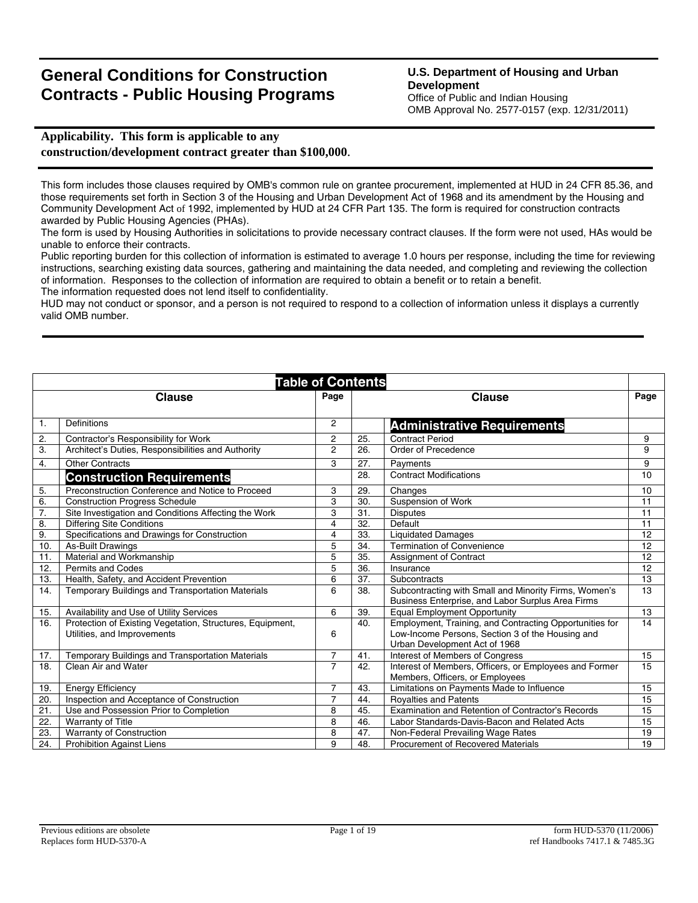# General Conditions for Construction Contracts - Public Housing Programs

**U.S. Department of Housing and Urban Development**
Office of Public and Indian Housing
OMB Approval No. 2577-0157 (exp. 12/31/2011)

**Applicability. This form is applicable to any construction/development contract greater than $100,000.**

This form includes those clauses required by OMB's common rule on grantee procurement, implemented at HUD in 24 CFR 85.36, and those requirements set forth in Section 3 of the Housing and Urban Development Act of 1968 and its amendment by the Housing and Community Development Act of 1992, implemented by HUD at 24 CFR Part 135. The form is required for construction contracts awarded by Public Housing Agencies (PHAs).
The form is used by Housing Authorities in solicitations to provide necessary contract clauses. If the form were not used, HAs would be unable to enforce their contracts.
Public reporting burden for this collection of information is estimated to average 1.0 hours per response, including the time for reviewing instructions, searching existing data sources, gathering and maintaining the data needed, and completing and reviewing the collection of information. Responses to the collection of information are required to obtain a benefit or to retain a benefit.
The information requested does not lend itself to confidentiality.
HUD may not conduct or sponsor, and a person is not required to respond to a collection of information unless it displays a currently valid OMB number.

## Table of Contents

| | Clause | Page | | Clause | Page |
|---|---|---|---|---|---|
| 1. | Definitions | 2 | | **Administrative Requirements** | |
| 2. | Contractor's Responsibility for Work | 2 | 25. | Contract Period | 9 |
| 3. | Architect's Duties, Responsibilities and Authority | 2 | 26. | Order of Precedence | 9 |
| 4. | Other Contracts | 3 | 27. | Payments | 9 |
| | **Construction Requirements** | | 28. | Contract Modifications | 10 |
| 5. | Preconstruction Conference and Notice to Proceed | 3 | 29. | Changes | 10 |
| 6. | Construction Progress Schedule | 3 | 30. | Suspension of Work | 11 |
| 7. | Site Investigation and Conditions Affecting the Work | 3 | 31. | Disputes | 11 |
| 8. | Differing Site Conditions | 4 | 32. | Default | 11 |
| 9. | Specifications and Drawings for Construction | 4 | 33. | Liquidated Damages | 12 |
| 10. | As-Built Drawings | 5 | 34. | Termination of Convenience | 12 |
| 11. | Material and Workmanship | 5 | 35. | Assignment of Contract | 12 |
| 12. | Permits and Codes | 5 | 36. | Insurance | 12 |
| 13. | Health, Safety, and Accident Prevention | 6 | 37. | Subcontracts | 13 |
| 14. | Temporary Buildings and Transportation Materials | 6 | 38. | Subcontracting with Small and Minority Firms, Women's Business Enterprise, and Labor Surplus Area Firms | 13 |
| 15. | Availability and Use of Utility Services | 6 | 39. | Equal Employment Opportunity | 13 |
| 16. | Protection of Existing Vegetation, Structures, Equipment, Utilities, and Improvements | 6 | 40. | Employment, Training, and Contracting Opportunities for Low-Income Persons, Section 3 of the Housing and Urban Development Act of 1968 | 14 |
| 17. | Temporary Buildings and Transportation Materials | 7 | 41. | Interest of Members of Congress | 15 |
| 18. | Clean Air and Water | 7 | 42. | Interest of Members, Officers, or Employees and Former Members, Officers, or Employees | 15 |
| 19. | Energy Efficiency | 7 | 43. | Limitations on Payments Made to Influence | 15 |
| 20. | Inspection and Acceptance of Construction | 7 | 44. | Royalties and Patents | 15 |
| 21. | Use and Possession Prior to Completion | 8 | 45. | Examination and Retention of Contractor's Records | 15 |
| 22. | Warranty of Title | 8 | 46. | Labor Standards-Davis-Bacon and Related Acts | 15 |
| 23. | Warranty of Construction | 8 | 47. | Non-Federal Prevailing Wage Rates | 19 |
| 24. | Prohibition Against Liens | 9 | 48. | Procurement of Recovered Materials | 19 |

Previous editions are obsolete
Replaces form HUD-5370-A

form HUD-5370 (11/2006)
ref Handbooks 7417.1 & 7485.3G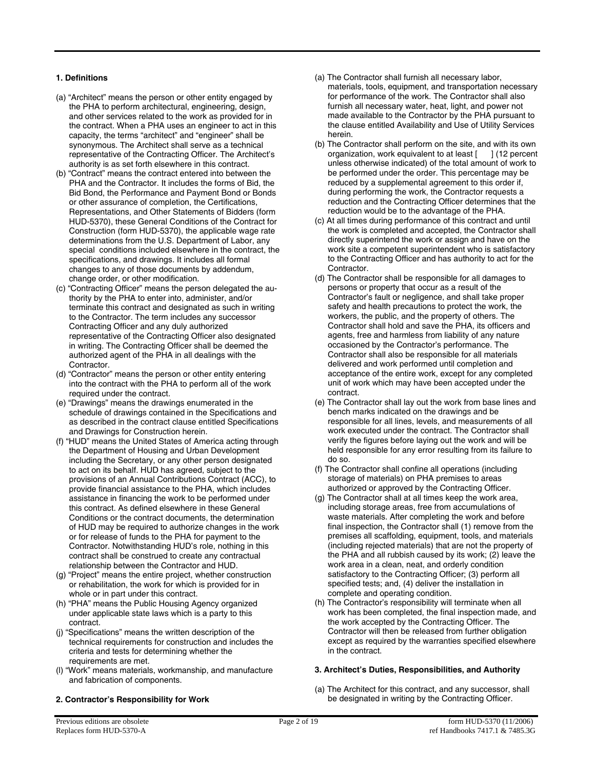### 1. Definitions

(a) "Architect" means the person or other entity engaged by the PHA to perform architectural, engineering, design, and other services related to the work as provided for in the contract. When a PHA uses an engineer to act in this capacity, the terms "architect" and "engineer" shall be synonymous. The Architect shall serve as a technical representative of the Contracting Officer. The Architect's authority is as set forth elsewhere in this contract.

(b) "Contract" means the contract entered into between the PHA and the Contractor. It includes the forms of Bid, the Bid Bond, the Performance and Payment Bond or Bonds or other assurance of completion, the Certifications, Representations, and Other Statements of Bidders (form HUD-5370), these General Conditions of the Contract for Construction (form HUD-5370), the applicable wage rate determinations from the U.S. Department of Labor, any special conditions included elsewhere in the contract, the specifications, and drawings. It includes all formal changes to any of those documents by addendum, change order, or other modification.

(c) "Contracting Officer" means the person delegated the authority by the PHA to enter into, administer, and/or terminate this contract and designated as such in writing to the Contractor. The term includes any successor Contracting Officer and any duly authorized representative of the Contracting Officer also designated in writing. The Contracting Officer shall be deemed the authorized agent of the PHA in all dealings with the Contractor.

(d) "Contractor" means the person or other entity entering into the contract with the PHA to perform all of the work required under the contract.

(e) "Drawings" means the drawings enumerated in the schedule of drawings contained in the Specifications and as described in the contract clause entitled Specifications and Drawings for Construction herein.

(f) "HUD" means the United States of America acting through the Department of Housing and Urban Development including the Secretary, or any other person designated to act on its behalf. HUD has agreed, subject to the provisions of an Annual Contributions Contract (ACC), to provide financial assistance to the PHA, which includes assistance in financing the work to be performed under this contract. As defined elsewhere in these General Conditions or the contract documents, the determination of HUD may be required to authorize changes in the work or for release of funds to the PHA for payment to the Contractor. Notwithstanding HUD's role, nothing in this contract shall be construed to create any contractual relationship between the Contractor and HUD.

(g) "Project" means the entire project, whether construction or rehabilitation, the work for which is provided for in whole or in part under this contract.

(h) "PHA" means the Public Housing Agency organized under applicable state laws which is a party to this contract.

(j) "Specifications" means the written description of the technical requirements for construction and includes the criteria and tests for determining whether the requirements are met.

(l) "Work" means materials, workmanship, and manufacture and fabrication of components.

### 2. Contractor's Responsibility for Work

(a) The Contractor shall furnish all necessary labor, materials, tools, equipment, and transportation necessary for performance of the work. The Contractor shall also furnish all necessary water, heat, light, and power not made available to the Contractor by the PHA pursuant to the clause entitled Availability and Use of Utility Services herein.

(b) The Contractor shall perform on the site, and with its own organization, work equivalent to at least [ ] (12 percent unless otherwise indicated) of the total amount of work to be performed under the order. This percentage may be reduced by a supplemental agreement to this order if, during performing the work, the Contractor requests a reduction and the Contracting Officer determines that the reduction would be to the advantage of the PHA.

(c) At all times during performance of this contract and until the work is completed and accepted, the Contractor shall directly superintend the work or assign and have on the work site a competent superintendent who is satisfactory to the Contracting Officer and has authority to act for the Contractor.

(d) The Contractor shall be responsible for all damages to persons or property that occur as a result of the Contractor's fault or negligence, and shall take proper safety and health precautions to protect the work, the workers, the public, and the property of others. The Contractor shall hold and save the PHA, its officers and agents, free and harmless from liability of any nature occasioned by the Contractor's performance. The Contractor shall also be responsible for all materials delivered and work performed until completion and acceptance of the entire work, except for any completed unit of work which may have been accepted under the contract.

(e) The Contractor shall lay out the work from base lines and bench marks indicated on the drawings and be responsible for all lines, levels, and measurements of all work executed under the contract. The Contractor shall verify the figures before laying out the work and will be held responsible for any error resulting from its failure to do so.

(f) The Contractor shall confine all operations (including storage of materials) on PHA premises to areas authorized or approved by the Contracting Officer.

(g) The Contractor shall at all times keep the work area, including storage areas, free from accumulations of waste materials. After completing the work and before final inspection, the Contractor shall (1) remove from the premises all scaffolding, equipment, tools, and materials (including rejected materials) that are not the property of the PHA and all rubbish caused by its work; (2) leave the work area in a clean, neat, and orderly condition satisfactory to the Contracting Officer; (3) perform all specified tests; and, (4) deliver the installation in complete and operating condition.

(h) The Contractor's responsibility will terminate when all work has been completed, the final inspection made, and the work accepted by the Contracting Officer. The Contractor will then be released from further obligation except as required by the warranties specified elsewhere in the contract.

### 3. Architect's Duties, Responsibilities, and Authority

(a) The Architect for this contract, and any successor, shall be designated in writing by the Contracting Officer.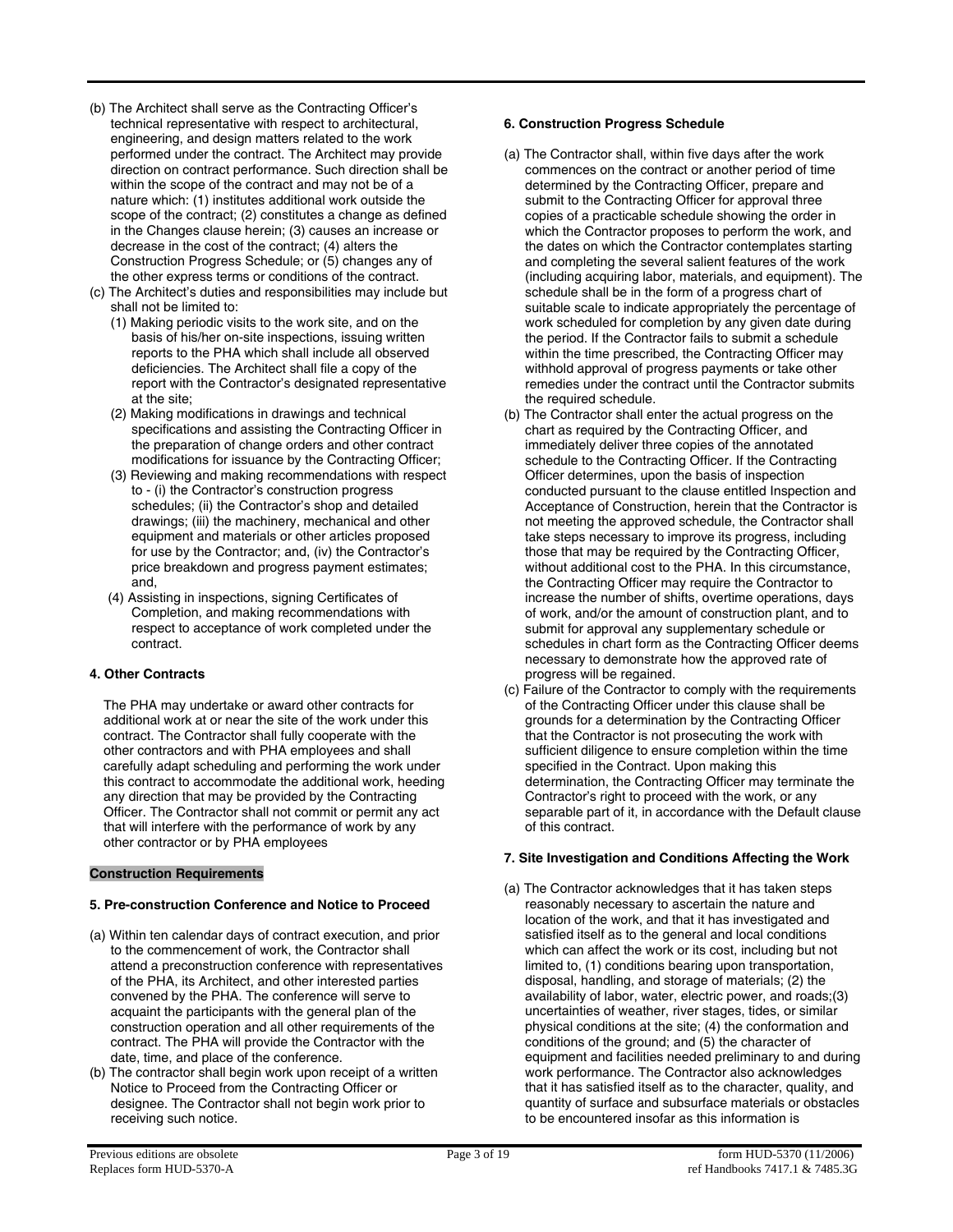(b) The Architect shall serve as the Contracting Officer's technical representative with respect to architectural, engineering, and design matters related to the work performed under the contract. The Architect may provide direction on contract performance. Such direction shall be within the scope of the contract and may not be of a nature which: (1) institutes additional work outside the scope of the contract; (2) constitutes a change as defined in the Changes clause herein; (3) causes an increase or decrease in the cost of the contract; (4) alters the Construction Progress Schedule; or (5) changes any of the other express terms or conditions of the contract.

(c) The Architect's duties and responsibilities may include but shall not be limited to:

(1) Making periodic visits to the work site, and on the basis of his/her on-site inspections, issuing written reports to the PHA which shall include all observed deficiencies. The Architect shall file a copy of the report with the Contractor's designated representative at the site;

(2) Making modifications in drawings and technical specifications and assisting the Contracting Officer in the preparation of change orders and other contract modifications for issuance by the Contracting Officer;

(3) Reviewing and making recommendations with respect to - (i) the Contractor's construction progress schedules; (ii) the Contractor's shop and detailed drawings; (iii) the machinery, mechanical and other equipment and materials or other articles proposed for use by the Contractor; and, (iv) the Contractor's price breakdown and progress payment estimates; and,

(4) Assisting in inspections, signing Certificates of Completion, and making recommendations with respect to acceptance of work completed under the contract.

**4. Other Contracts**

The PHA may undertake or award other contracts for additional work at or near the site of the work under this contract. The Contractor shall fully cooperate with the other contractors and with PHA employees and shall carefully adapt scheduling and performing the work under this contract to accommodate the additional work, heeding any direction that may be provided by the Contracting Officer. The Contractor shall not commit or permit any act that will interfere with the performance of work by any other contractor or by PHA employees

**Construction Requirements**

**5. Pre-construction Conference and Notice to Proceed**

(a) Within ten calendar days of contract execution, and prior to the commencement of work, the Contractor shall attend a preconstruction conference with representatives of the PHA, its Architect, and other interested parties convened by the PHA. The conference will serve to acquaint the participants with the general plan of the construction operation and all other requirements of the contract. The PHA will provide the Contractor with the date, time, and place of the conference.

(b) The contractor shall begin work upon receipt of a written Notice to Proceed from the Contracting Officer or designee. The Contractor shall not begin work prior to receiving such notice.

**6. Construction Progress Schedule**

(a) The Contractor shall, within five days after the work commences on the contract or another period of time determined by the Contracting Officer, prepare and submit to the Contracting Officer for approval three copies of a practicable schedule showing the order in which the Contractor proposes to perform the work, and the dates on which the Contractor contemplates starting and completing the several salient features of the work (including acquiring labor, materials, and equipment). The schedule shall be in the form of a progress chart of suitable scale to indicate appropriately the percentage of work scheduled for completion by any given date during the period. If the Contractor fails to submit a schedule within the time prescribed, the Contracting Officer may withhold approval of progress payments or take other remedies under the contract until the Contractor submits the required schedule.

(b) The Contractor shall enter the actual progress on the chart as required by the Contracting Officer, and immediately deliver three copies of the annotated schedule to the Contracting Officer. If the Contracting Officer determines, upon the basis of inspection conducted pursuant to the clause entitled Inspection and Acceptance of Construction, herein that the Contractor is not meeting the approved schedule, the Contractor shall take steps necessary to improve its progress, including those that may be required by the Contracting Officer, without additional cost to the PHA. In this circumstance, the Contracting Officer may require the Contractor to increase the number of shifts, overtime operations, days of work, and/or the amount of construction plant, and to submit for approval any supplementary schedule or schedules in chart form as the Contracting Officer deems necessary to demonstrate how the approved rate of progress will be regained.

(c) Failure of the Contractor to comply with the requirements of the Contracting Officer under this clause shall be grounds for a determination by the Contracting Officer that the Contractor is not prosecuting the work with sufficient diligence to ensure completion within the time specified in the Contract. Upon making this determination, the Contracting Officer may terminate the Contractor's right to proceed with the work, or any separable part of it, in accordance with the Default clause of this contract.

**7. Site Investigation and Conditions Affecting the Work**

(a) The Contractor acknowledges that it has taken steps reasonably necessary to ascertain the nature and location of the work, and that it has investigated and satisfied itself as to the general and local conditions which can affect the work or its cost, including but not limited to, (1) conditions bearing upon transportation, disposal, handling, and storage of materials; (2) the availability of labor, water, electric power, and roads;(3) uncertainties of weather, river stages, tides, or similar physical conditions at the site; (4) the conformation and conditions of the ground; and (5) the character of equipment and facilities needed preliminary to and during work performance. The Contractor also acknowledges that it has satisfied itself as to the character, quality, and quantity of surface and subsurface materials or obstacles to be encountered insofar as this information is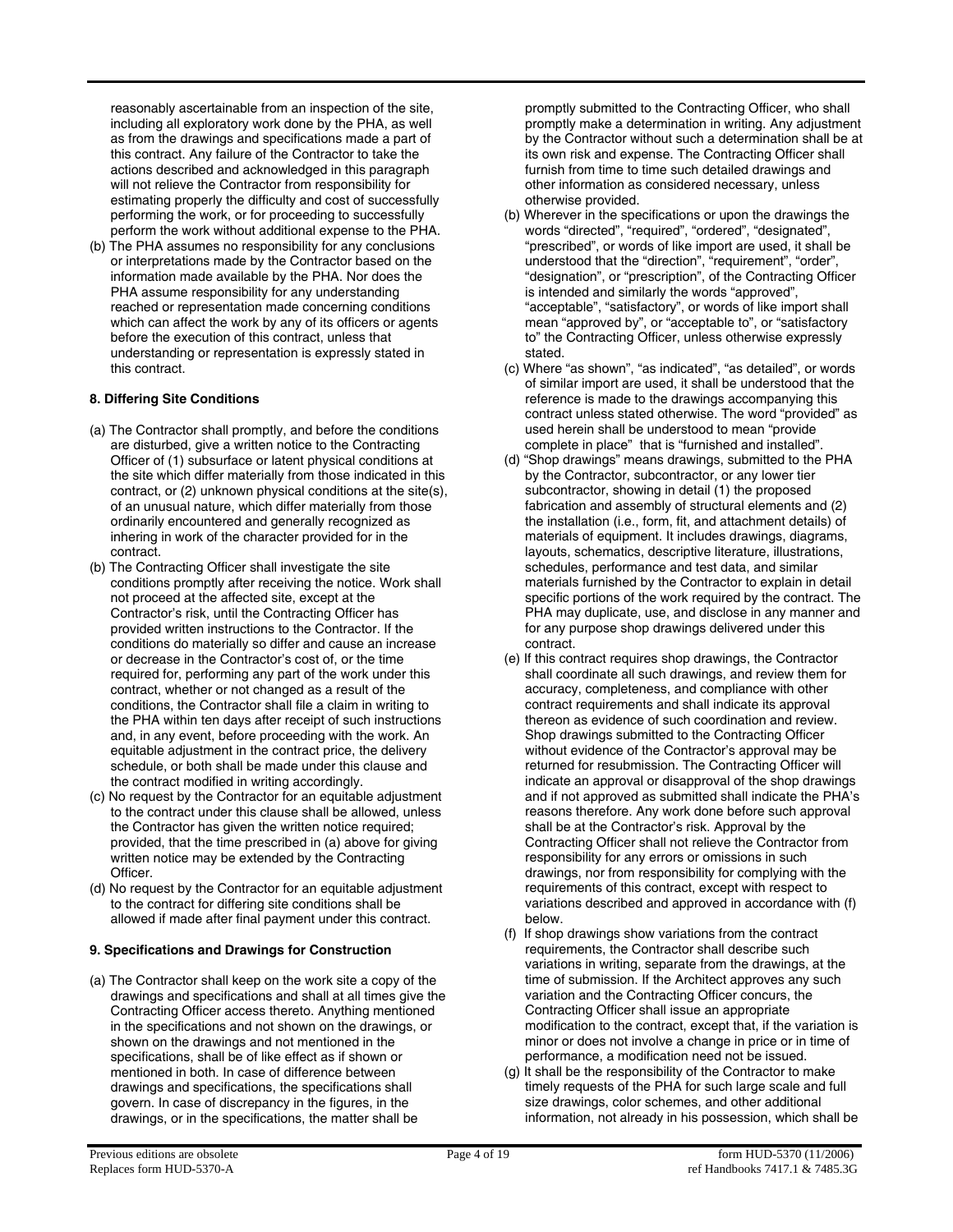reasonably ascertainable from an inspection of the site, including all exploratory work done by the PHA, as well as from the drawings and specifications made a part of this contract. Any failure of the Contractor to take the actions described and acknowledged in this paragraph will not relieve the Contractor from responsibility for estimating properly the difficulty and cost of successfully performing the work, or for proceeding to successfully perform the work without additional expense to the PHA.

(b) The PHA assumes no responsibility for any conclusions or interpretations made by the Contractor based on the information made available by the PHA. Nor does the PHA assume responsibility for any understanding reached or representation made concerning conditions which can affect the work by any of its officers or agents before the execution of this contract, unless that understanding or representation is expressly stated in this contract.

**8. Differing Site Conditions**

(a) The Contractor shall promptly, and before the conditions are disturbed, give a written notice to the Contracting Officer of (1) subsurface or latent physical conditions at the site which differ materially from those indicated in this contract, or (2) unknown physical conditions at the site(s), of an unusual nature, which differ materially from those ordinarily encountered and generally recognized as inhering in work of the character provided for in the contract.

(b) The Contracting Officer shall investigate the site conditions promptly after receiving the notice. Work shall not proceed at the affected site, except at the Contractor's risk, until the Contracting Officer has provided written instructions to the Contractor. If the conditions do materially so differ and cause an increase or decrease in the Contractor's cost of, or the time required for, performing any part of the work under this contract, whether or not changed as a result of the conditions, the Contractor shall file a claim in writing to the PHA within ten days after receipt of such instructions and, in any event, before proceeding with the work. An equitable adjustment in the contract price, the delivery schedule, or both shall be made under this clause and the contract modified in writing accordingly.

(c) No request by the Contractor for an equitable adjustment to the contract under this clause shall be allowed, unless the Contractor has given the written notice required; provided, that the time prescribed in (a) above for giving written notice may be extended by the Contracting Officer.

(d) No request by the Contractor for an equitable adjustment to the contract for differing site conditions shall be allowed if made after final payment under this contract.

**9. Specifications and Drawings for Construction**

(a) The Contractor shall keep on the work site a copy of the drawings and specifications and shall at all times give the Contracting Officer access thereto. Anything mentioned in the specifications and not shown on the drawings, or shown on the drawings and not mentioned in the specifications, shall be of like effect as if shown or mentioned in both. In case of difference between drawings and specifications, the specifications shall govern. In case of discrepancy in the figures, in the drawings, or in the specifications, the matter shall be promptly submitted to the Contracting Officer, who shall promptly make a determination in writing. Any adjustment by the Contractor without such a determination shall be at its own risk and expense. The Contracting Officer shall furnish from time to time such detailed drawings and other information as considered necessary, unless otherwise provided.

(b) Wherever in the specifications or upon the drawings the words "directed", "required", "ordered", "designated", "prescribed", or words of like import are used, it shall be understood that the "direction", "requirement", "order", "designation", or "prescription", of the Contracting Officer is intended and similarly the words "approved", "acceptable", "satisfactory", or words of like import shall mean "approved by", or "acceptable to", or "satisfactory to" the Contracting Officer, unless otherwise expressly stated.

(c) Where "as shown", "as indicated", "as detailed", or words of similar import are used, it shall be understood that the reference is made to the drawings accompanying this contract unless stated otherwise. The word "provided" as used herein shall be understood to mean "provide complete in place" that is "furnished and installed".

(d) "Shop drawings" means drawings, submitted to the PHA by the Contractor, subcontractor, or any lower tier subcontractor, showing in detail (1) the proposed fabrication and assembly of structural elements and (2) the installation (i.e., form, fit, and attachment details) of materials of equipment. It includes drawings, diagrams, layouts, schematics, descriptive literature, illustrations, schedules, performance and test data, and similar materials furnished by the Contractor to explain in detail specific portions of the work required by the contract. The PHA may duplicate, use, and disclose in any manner and for any purpose shop drawings delivered under this contract.

(e) If this contract requires shop drawings, the Contractor shall coordinate all such drawings, and review them for accuracy, completeness, and compliance with other contract requirements and shall indicate its approval thereon as evidence of such coordination and review. Shop drawings submitted to the Contracting Officer without evidence of the Contractor's approval may be returned for resubmission. The Contracting Officer will indicate an approval or disapproval of the shop drawings and if not approved as submitted shall indicate the PHA's reasons therefore. Any work done before such approval shall be at the Contractor's risk. Approval by the Contracting Officer shall not relieve the Contractor from responsibility for any errors or omissions in such drawings, nor from responsibility for complying with the requirements of this contract, except with respect to variations described and approved in accordance with (f) below.

(f) If shop drawings show variations from the contract requirements, the Contractor shall describe such variations in writing, separate from the drawings, at the time of submission. If the Architect approves any such variation and the Contracting Officer concurs, the Contracting Officer shall issue an appropriate modification to the contract, except that, if the variation is minor or does not involve a change in price or in time of performance, a modification need not be issued.

(g) It shall be the responsibility of the Contractor to make timely requests of the PHA for such large scale and full size drawings, color schemes, and other additional information, not already in his possession, which shall be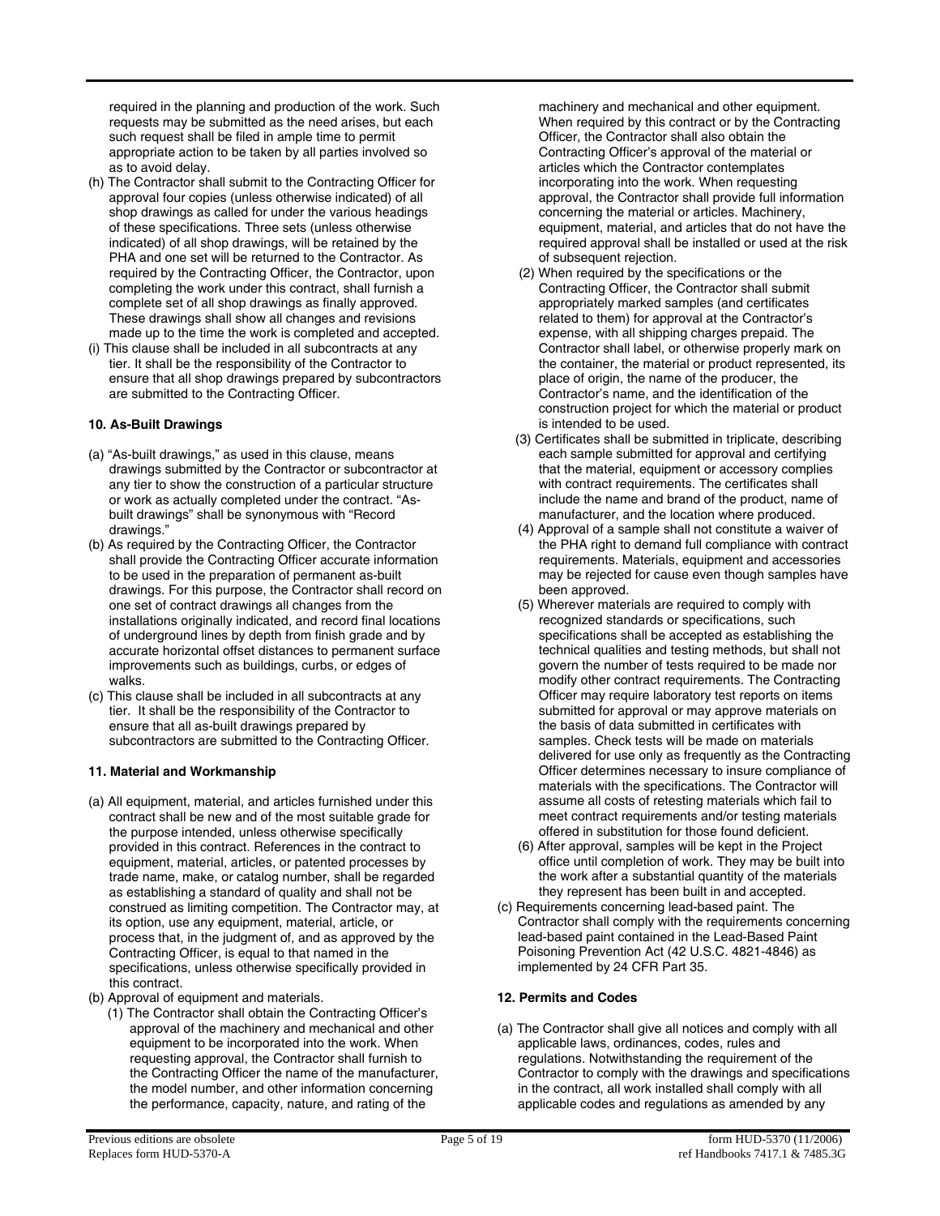required in the planning and production of the work. Such requests may be submitted as the need arises, but each such request shall be filed in ample time to permit appropriate action to be taken by all parties involved so as to avoid delay.

(h) The Contractor shall submit to the Contracting Officer for approval four copies (unless otherwise indicated) of all shop drawings as called for under the various headings of these specifications. Three sets (unless otherwise indicated) of all shop drawings, will be retained by the PHA and one set will be returned to the Contractor. As required by the Contracting Officer, the Contractor, upon completing the work under this contract, shall furnish a complete set of all shop drawings as finally approved. These drawings shall show all changes and revisions made up to the time the work is completed and accepted.

(i) This clause shall be included in all subcontracts at any tier. It shall be the responsibility of the Contractor to ensure that all shop drawings prepared by subcontractors are submitted to the Contracting Officer.

**10. As-Built Drawings**

(a) "As-built drawings," as used in this clause, means drawings submitted by the Contractor or subcontractor at any tier to show the construction of a particular structure or work as actually completed under the contract. "As-built drawings" shall be synonymous with "Record drawings."

(b) As required by the Contracting Officer, the Contractor shall provide the Contracting Officer accurate information to be used in the preparation of permanent as-built drawings. For this purpose, the Contractor shall record on one set of contract drawings all changes from the installations originally indicated, and record final locations of underground lines by depth from finish grade and by accurate horizontal offset distances to permanent surface improvements such as buildings, curbs, or edges of walks.

(c) This clause shall be included in all subcontracts at any tier. It shall be the responsibility of the Contractor to ensure that all as-built drawings prepared by subcontractors are submitted to the Contracting Officer.

**11. Material and Workmanship**

(a) All equipment, material, and articles furnished under this contract shall be new and of the most suitable grade for the purpose intended, unless otherwise specifically provided in this contract. References in the contract to equipment, material, articles, or patented processes by trade name, make, or catalog number, shall be regarded as establishing a standard of quality and shall not be construed as limiting competition. The Contractor may, at its option, use any equipment, material, article, or process that, in the judgment of, and as approved by the Contracting Officer, is equal to that named in the specifications, unless otherwise specifically provided in this contract.

(b) Approval of equipment and materials.

(1) The Contractor shall obtain the Contracting Officer's approval of the machinery and mechanical and other equipment to be incorporated into the work. When requesting approval, the Contractor shall furnish to the Contracting Officer the name of the manufacturer, the model number, and other information concerning the performance, capacity, nature, and rating of the machinery and mechanical and other equipment. When required by this contract or by the Contracting Officer, the Contractor shall also obtain the Contracting Officer's approval of the material or articles which the Contractor contemplates incorporating into the work. When requesting approval, the Contractor shall provide full information concerning the material or articles. Machinery, equipment, material, and articles that do not have the required approval shall be installed or used at the risk of subsequent rejection.

(2) When required by the specifications or the Contracting Officer, the Contractor shall submit appropriately marked samples (and certificates related to them) for approval at the Contractor's expense, with all shipping charges prepaid. The Contractor shall label, or otherwise properly mark on the container, the material or product represented, its place of origin, the name of the producer, the Contractor's name, and the identification of the construction project for which the material or product is intended to be used.

(3) Certificates shall be submitted in triplicate, describing each sample submitted for approval and certifying that the material, equipment or accessory complies with contract requirements. The certificates shall include the name and brand of the product, name of manufacturer, and the location where produced.

(4) Approval of a sample shall not constitute a waiver of the PHA right to demand full compliance with contract requirements. Materials, equipment and accessories may be rejected for cause even though samples have been approved.

(5) Wherever materials are required to comply with recognized standards or specifications, such specifications shall be accepted as establishing the technical qualities and testing methods, but shall not govern the number of tests required to be made nor modify other contract requirements. The Contracting Officer may require laboratory test reports on items submitted for approval or may approve materials on the basis of data submitted in certificates with samples. Check tests will be made on materials delivered for use only as frequently as the Contracting Officer determines necessary to insure compliance of materials with the specifications. The Contractor will assume all costs of retesting materials which fail to meet contract requirements and/or testing materials offered in substitution for those found deficient.

(6) After approval, samples will be kept in the Project office until completion of work. They may be built into the work after a substantial quantity of the materials they represent has been built in and accepted.

(c) Requirements concerning lead-based paint. The Contractor shall comply with the requirements concerning lead-based paint contained in the Lead-Based Paint Poisoning Prevention Act (42 U.S.C. 4821-4846) as implemented by 24 CFR Part 35.

**12. Permits and Codes**

(a) The Contractor shall give all notices and comply with all applicable laws, ordinances, codes, rules and regulations. Notwithstanding the requirement of the Contractor to comply with the drawings and specifications in the contract, all work installed shall comply with all applicable codes and regulations as amended by any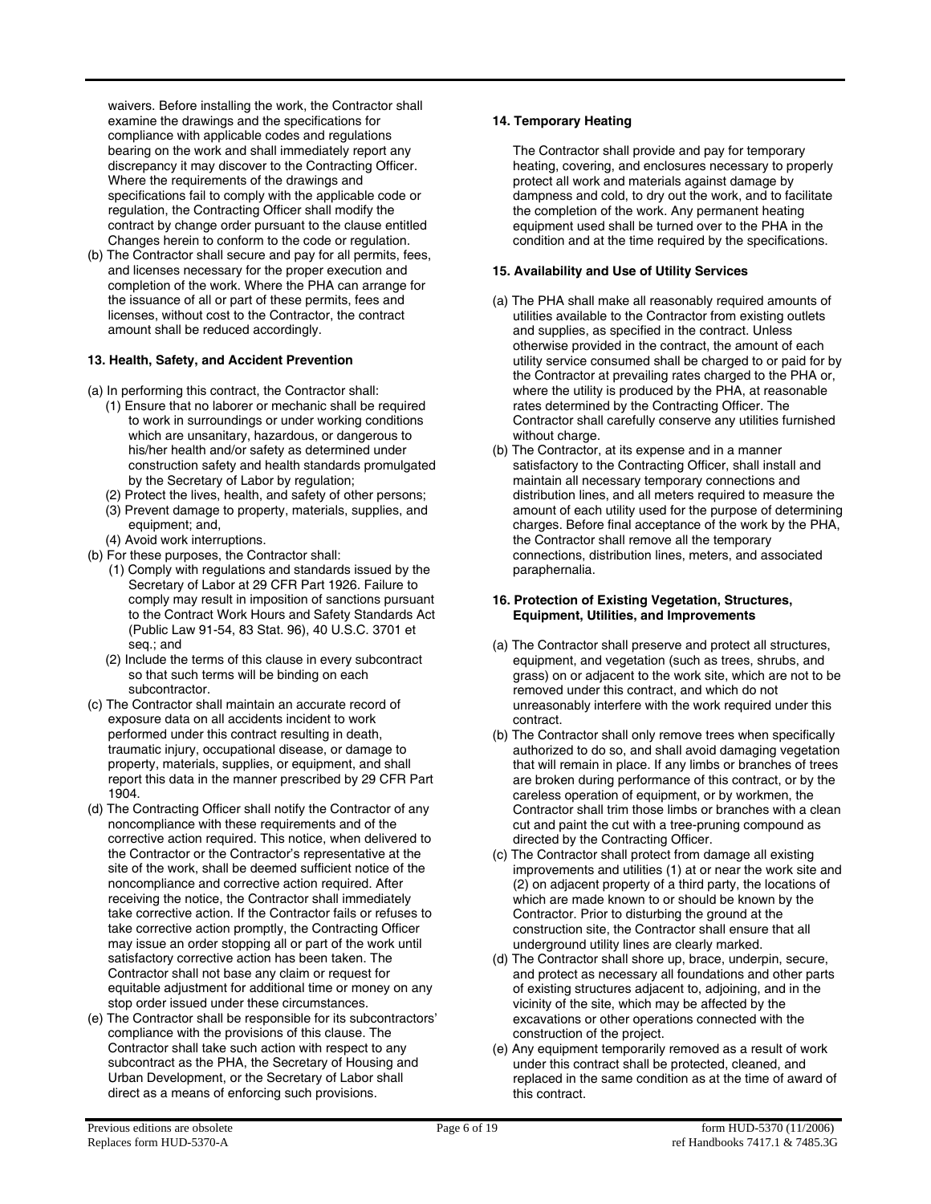waivers. Before installing the work, the Contractor shall examine the drawings and the specifications for compliance with applicable codes and regulations bearing on the work and shall immediately report any discrepancy it may discover to the Contracting Officer. Where the requirements of the drawings and specifications fail to comply with the applicable code or regulation, the Contracting Officer shall modify the contract by change order pursuant to the clause entitled Changes herein to conform to the code or regulation.

(b) The Contractor shall secure and pay for all permits, fees, and licenses necessary for the proper execution and completion of the work. Where the PHA can arrange for the issuance of all or part of these permits, fees and licenses, without cost to the Contractor, the contract amount shall be reduced accordingly.

**13. Health, Safety, and Accident Prevention**

(a) In performing this contract, the Contractor shall:
   (1) Ensure that no laborer or mechanic shall be required to work in surroundings or under working conditions which are unsanitary, hazardous, or dangerous to his/her health and/or safety as determined under construction safety and health standards promulgated by the Secretary of Labor by regulation;
   (2) Protect the lives, health, and safety of other persons;
   (3) Prevent damage to property, materials, supplies, and equipment; and,
   (4) Avoid work interruptions.

(b) For these purposes, the Contractor shall:
   (1) Comply with regulations and standards issued by the Secretary of Labor at 29 CFR Part 1926. Failure to comply may result in imposition of sanctions pursuant to the Contract Work Hours and Safety Standards Act (Public Law 91-54, 83 Stat. 96), 40 U.S.C. 3701 et seq.; and
   (2) Include the terms of this clause in every subcontract so that such terms will be binding on each subcontractor.

(c) The Contractor shall maintain an accurate record of exposure data on all accidents incident to work performed under this contract resulting in death, traumatic injury, occupational disease, or damage to property, materials, supplies, or equipment, and shall report this data in the manner prescribed by 29 CFR Part 1904.

(d) The Contracting Officer shall notify the Contractor of any noncompliance with these requirements and of the corrective action required. This notice, when delivered to the Contractor or the Contractor's representative at the site of the work, shall be deemed sufficient notice of the noncompliance and corrective action required. After receiving the notice, the Contractor shall immediately take corrective action. If the Contractor fails or refuses to take corrective action promptly, the Contracting Officer may issue an order stopping all or part of the work until satisfactory corrective action has been taken. The Contractor shall not base any claim or request for equitable adjustment for additional time or money on any stop order issued under these circumstances.

(e) The Contractor shall be responsible for its subcontractors' compliance with the provisions of this clause. The Contractor shall take such action with respect to any subcontract as the PHA, the Secretary of Housing and Urban Development, or the Secretary of Labor shall direct as a means of enforcing such provisions.

**14. Temporary Heating**

The Contractor shall provide and pay for temporary heating, covering, and enclosures necessary to properly protect all work and materials against damage by dampness and cold, to dry out the work, and to facilitate the completion of the work. Any permanent heating equipment used shall be turned over to the PHA in the condition and at the time required by the specifications.

**15. Availability and Use of Utility Services**

(a) The PHA shall make all reasonably required amounts of utilities available to the Contractor from existing outlets and supplies, as specified in the contract. Unless otherwise provided in the contract, the amount of each utility service consumed shall be charged to or paid for by the Contractor at prevailing rates charged to the PHA or, where the utility is produced by the PHA, at reasonable rates determined by the Contracting Officer. The Contractor shall carefully conserve any utilities furnished without charge.

(b) The Contractor, at its expense and in a manner satisfactory to the Contracting Officer, shall install and maintain all necessary temporary connections and distribution lines, and all meters required to measure the amount of each utility used for the purpose of determining charges. Before final acceptance of the work by the PHA, the Contractor shall remove all the temporary connections, distribution lines, meters, and associated paraphernalia.

**16. Protection of Existing Vegetation, Structures, Equipment, Utilities, and Improvements**

(a) The Contractor shall preserve and protect all structures, equipment, and vegetation (such as trees, shrubs, and grass) on or adjacent to the work site, which are not to be removed under this contract, and which do not unreasonably interfere with the work required under this contract.

(b) The Contractor shall only remove trees when specifically authorized to do so, and shall avoid damaging vegetation that will remain in place. If any limbs or branches of trees are broken during performance of this contract, or by the careless operation of equipment, or by workmen, the Contractor shall trim those limbs or branches with a clean cut and paint the cut with a tree-pruning compound as directed by the Contracting Officer.

(c) The Contractor shall protect from damage all existing improvements and utilities (1) at or near the work site and (2) on adjacent property of a third party, the locations of which are made known to or should be known by the Contractor. Prior to disturbing the ground at the construction site, the Contractor shall ensure that all underground utility lines are clearly marked.

(d) The Contractor shall shore up, brace, underpin, secure, and protect as necessary all foundations and other parts of existing structures adjacent to, adjoining, and in the vicinity of the site, which may be affected by the excavations or other operations connected with the construction of the project.

(e) Any equipment temporarily removed as a result of work under this contract shall be protected, cleaned, and replaced in the same condition as at the time of award of this contract.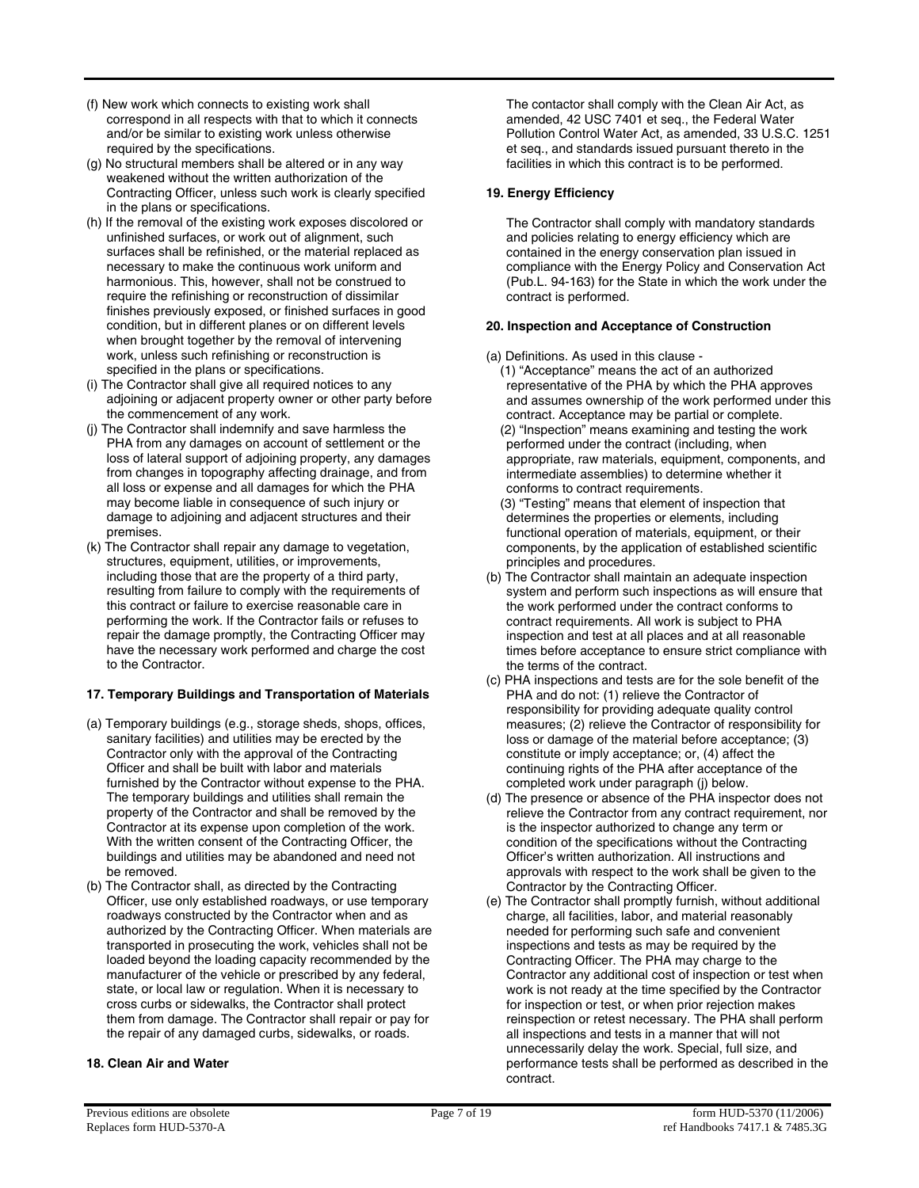(f) New work which connects to existing work shall correspond in all respects with that to which it connects and/or be similar to existing work unless otherwise required by the specifications.

(g) No structural members shall be altered or in any way weakened without the written authorization of the Contracting Officer, unless such work is clearly specified in the plans or specifications.

(h) If the removal of the existing work exposes discolored or unfinished surfaces, or work out of alignment, such surfaces shall be refinished, or the material replaced as necessary to make the continuous work uniform and harmonious. This, however, shall not be construed to require the refinishing or reconstruction of dissimilar finishes previously exposed, or finished surfaces in good condition, but in different planes or on different levels when brought together by the removal of intervening work, unless such refinishing or reconstruction is specified in the plans or specifications.

(i) The Contractor shall give all required notices to any adjoining or adjacent property owner or other party before the commencement of any work.

(j) The Contractor shall indemnify and save harmless the PHA from any damages on account of settlement or the loss of lateral support of adjoining property, any damages from changes in topography affecting drainage, and from all loss or expense and all damages for which the PHA may become liable in consequence of such injury or damage to adjoining and adjacent structures and their premises.

(k) The Contractor shall repair any damage to vegetation, structures, equipment, utilities, or improvements, including those that are the property of a third party, resulting from failure to comply with the requirements of this contract or failure to exercise reasonable care in performing the work. If the Contractor fails or refuses to repair the damage promptly, the Contracting Officer may have the necessary work performed and charge the cost to the Contractor.

**17. Temporary Buildings and Transportation of Materials**

(a) Temporary buildings (e.g., storage sheds, shops, offices, sanitary facilities) and utilities may be erected by the Contractor only with the approval of the Contracting Officer and shall be built with labor and materials furnished by the Contractor without expense to the PHA. The temporary buildings and utilities shall remain the property of the Contractor and shall be removed by the Contractor at its expense upon completion of the work. With the written consent of the Contracting Officer, the buildings and utilities may be abandoned and need not be removed.

(b) The Contractor shall, as directed by the Contracting Officer, use only established roadways, or use temporary roadways constructed by the Contractor when and as authorized by the Contracting Officer. When materials are transported in prosecuting the work, vehicles shall not be loaded beyond the loading capacity recommended by the manufacturer of the vehicle or prescribed by any federal, state, or local law or regulation. When it is necessary to cross curbs or sidewalks, the Contractor shall protect them from damage. The Contractor shall repair or pay for the repair of any damaged curbs, sidewalks, or roads.

**18. Clean Air and Water**

The contactor shall comply with the Clean Air Act, as amended, 42 USC 7401 et seq., the Federal Water Pollution Control Water Act, as amended, 33 U.S.C. 1251 et seq., and standards issued pursuant thereto in the facilities in which this contract is to be performed.

**19. Energy Efficiency**

The Contractor shall comply with mandatory standards and policies relating to energy efficiency which are contained in the energy conservation plan issued in compliance with the Energy Policy and Conservation Act (Pub.L. 94-163) for the State in which the work under the contract is performed.

**20. Inspection and Acceptance of Construction**

(a) Definitions. As used in this clause -

(1) “Acceptance” means the act of an authorized representative of the PHA by which the PHA approves and assumes ownership of the work performed under this contract. Acceptance may be partial or complete.

(2) “Inspection” means examining and testing the work performed under the contract (including, when appropriate, raw materials, equipment, components, and intermediate assemblies) to determine whether it conforms to contract requirements.

(3) “Testing” means that element of inspection that determines the properties or elements, including functional operation of materials, equipment, or their components, by the application of established scientific principles and procedures.

(b) The Contractor shall maintain an adequate inspection system and perform such inspections as will ensure that the work performed under the contract conforms to contract requirements. All work is subject to PHA inspection and test at all places and at all reasonable times before acceptance to ensure strict compliance with the terms of the contract.

(c) PHA inspections and tests are for the sole benefit of the PHA and do not: (1) relieve the Contractor of responsibility for providing adequate quality control measures; (2) relieve the Contractor of responsibility for loss or damage of the material before acceptance; (3) constitute or imply acceptance; or, (4) affect the continuing rights of the PHA after acceptance of the completed work under paragraph (j) below.

(d) The presence or absence of the PHA inspector does not relieve the Contractor from any contract requirement, nor is the inspector authorized to change any term or condition of the specifications without the Contracting Officer’s written authorization. All instructions and approvals with respect to the work shall be given to the Contractor by the Contracting Officer.

(e) The Contractor shall promptly furnish, without additional charge, all facilities, labor, and material reasonably needed for performing such safe and convenient inspections and tests as may be required by the Contracting Officer. The PHA may charge to the Contractor any additional cost of inspection or test when work is not ready at the time specified by the Contractor for inspection or test, or when prior rejection makes reinspection or retest necessary. The PHA shall perform all inspections and tests in a manner that will not unnecessarily delay the work. Special, full size, and performance tests shall be performed as described in the contract.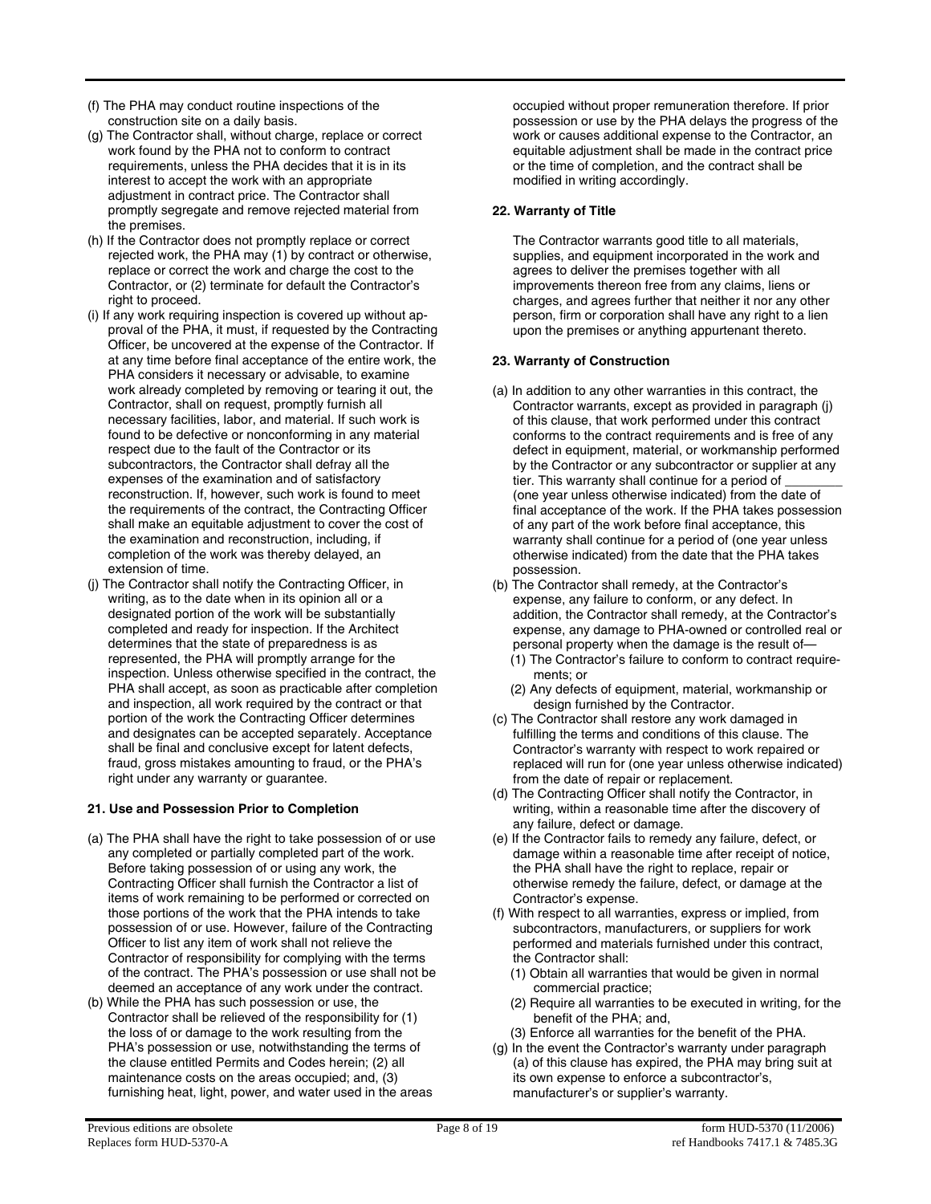(f) The PHA may conduct routine inspections of the construction site on a daily basis.

(g) The Contractor shall, without charge, replace or correct work found by the PHA not to conform to contract requirements, unless the PHA decides that it is in its interest to accept the work with an appropriate adjustment in contract price. The Contractor shall promptly segregate and remove rejected material from the premises.

(h) If the Contractor does not promptly replace or correct rejected work, the PHA may (1) by contract or otherwise, replace or correct the work and charge the cost to the Contractor, or (2) terminate for default the Contractor's right to proceed.

(i) If any work requiring inspection is covered up without approval of the PHA, it must, if requested by the Contracting Officer, be uncovered at the expense of the Contractor. If at any time before final acceptance of the entire work, the PHA considers it necessary or advisable, to examine work already completed by removing or tearing it out, the Contractor, shall on request, promptly furnish all necessary facilities, labor, and material. If such work is found to be defective or nonconforming in any material respect due to the fault of the Contractor or its subcontractors, the Contractor shall defray all the expenses of the examination and of satisfactory reconstruction. If, however, such work is found to meet the requirements of the contract, the Contracting Officer shall make an equitable adjustment to cover the cost of the examination and reconstruction, including, if completion of the work was thereby delayed, an extension of time.

(j) The Contractor shall notify the Contracting Officer, in writing, as to the date when in its opinion all or a designated portion of the work will be substantially completed and ready for inspection. If the Architect determines that the state of preparedness is as represented, the PHA will promptly arrange for the inspection. Unless otherwise specified in the contract, the PHA shall accept, as soon as practicable after completion and inspection, all work required by the contract or that portion of the work the Contracting Officer determines and designates can be accepted separately. Acceptance shall be final and conclusive except for latent defects, fraud, gross mistakes amounting to fraud, or the PHA's right under any warranty or guarantee.

**21. Use and Possession Prior to Completion**

(a) The PHA shall have the right to take possession of or use any completed or partially completed part of the work. Before taking possession of or using any work, the Contracting Officer shall furnish the Contractor a list of items of work remaining to be performed or corrected on those portions of the work that the PHA intends to take possession of or use. However, failure of the Contracting Officer to list any item of work shall not relieve the Contractor of responsibility for complying with the terms of the contract. The PHA's possession or use shall not be deemed an acceptance of any work under the contract.

(b) While the PHA has such possession or use, the Contractor shall be relieved of the responsibility for (1) the loss of or damage to the work resulting from the PHA's possession or use, notwithstanding the terms of the clause entitled Permits and Codes herein; (2) all maintenance costs on the areas occupied; and, (3) furnishing heat, light, power, and water used in the areas occupied without proper remuneration therefore. If prior possession or use by the PHA delays the progress of the work or causes additional expense to the Contractor, an equitable adjustment shall be made in the contract price or the time of completion, and the contract shall be modified in writing accordingly.

**22. Warranty of Title**

The Contractor warrants good title to all materials, supplies, and equipment incorporated in the work and agrees to deliver the premises together with all improvements thereon free from any claims, liens or charges, and agrees further that neither it nor any other person, firm or corporation shall have any right to a lien upon the premises or anything appurtenant thereto.

**23. Warranty of Construction**

(a) In addition to any other warranties in this contract, the Contractor warrants, except as provided in paragraph (j) of this clause, that work performed under this contract conforms to the contract requirements and is free of any defect in equipment, material, or workmanship performed by the Contractor or any subcontractor or supplier at any tier. This warranty shall continue for a period of ________ (one year unless otherwise indicated) from the date of final acceptance of the work. If the PHA takes possession of any part of the work before final acceptance, this warranty shall continue for a period of (one year unless otherwise indicated) from the date that the PHA takes possession.

(b) The Contractor shall remedy, at the Contractor's expense, any failure to conform, or any defect. In addition, the Contractor shall remedy, at the Contractor's expense, any damage to PHA-owned or controlled real or personal property when the damage is the result of—
   (1) The Contractor's failure to conform to contract requirements; or
   (2) Any defects of equipment, material, workmanship or design furnished by the Contractor.

(c) The Contractor shall restore any work damaged in fulfilling the terms and conditions of this clause. The Contractor's warranty with respect to work repaired or replaced will run for (one year unless otherwise indicated) from the date of repair or replacement.

(d) The Contracting Officer shall notify the Contractor, in writing, within a reasonable time after the discovery of any failure, defect or damage.

(e) If the Contractor fails to remedy any failure, defect, or damage within a reasonable time after receipt of notice, the PHA shall have the right to replace, repair or otherwise remedy the failure, defect, or damage at the Contractor's expense.

(f) With respect to all warranties, express or implied, from subcontractors, manufacturers, or suppliers for work performed and materials furnished under this contract, the Contractor shall:
   (1) Obtain all warranties that would be given in normal commercial practice;
   (2) Require all warranties to be executed in writing, for the benefit of the PHA; and,
   (3) Enforce all warranties for the benefit of the PHA.

(g) In the event the Contractor's warranty under paragraph (a) of this clause has expired, the PHA may bring suit at its own expense to enforce a subcontractor's, manufacturer's or supplier's warranty.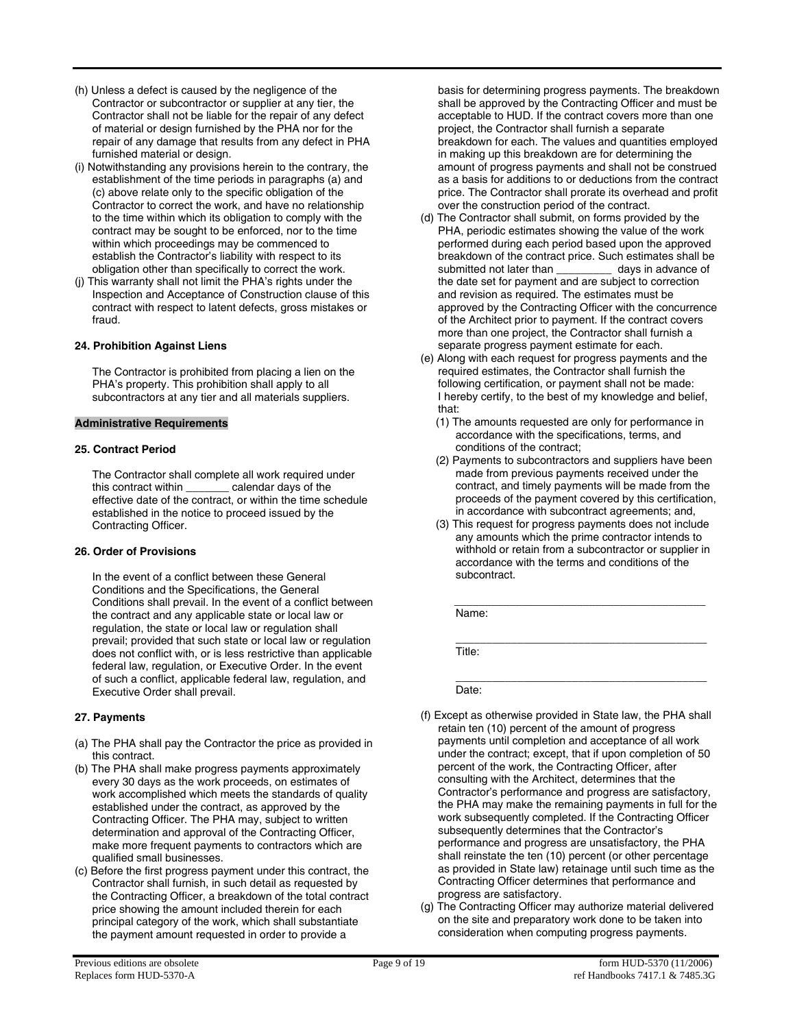(h) Unless a defect is caused by the negligence of the Contractor or subcontractor or supplier at any tier, the Contractor shall not be liable for the repair of any defect of material or design furnished by the PHA nor for the repair of any damage that results from any defect in PHA furnished material or design.

(i) Notwithstanding any provisions herein to the contrary, the establishment of the time periods in paragraphs (a) and (c) above relate only to the specific obligation of the Contractor to correct the work, and have no relationship to the time within which its obligation to comply with the contract may be sought to be enforced, nor to the time within which proceedings may be commenced to establish the Contractor's liability with respect to its obligation other than specifically to correct the work.

(j) This warranty shall not limit the PHA's rights under the Inspection and Acceptance of Construction clause of this contract with respect to latent defects, gross mistakes or fraud.

**24. Prohibition Against Liens**

The Contractor is prohibited from placing a lien on the PHA's property. This prohibition shall apply to all subcontractors at any tier and all materials suppliers.

**Administrative Requirements**

**25. Contract Period**

The Contractor shall complete all work required under this contract within _______ calendar days of the effective date of the contract, or within the time schedule established in the notice to proceed issued by the Contracting Officer.

**26. Order of Provisions**

In the event of a conflict between these General Conditions and the Specifications, the General Conditions shall prevail. In the event of a conflict between the contract and any applicable state or local law or regulation, the state or local law or regulation shall prevail; provided that such state or local law or regulation does not conflict with, or is less restrictive than applicable federal law, regulation, or Executive Order. In the event of such a conflict, applicable federal law, regulation, and Executive Order shall prevail.

**27. Payments**

(a) The PHA shall pay the Contractor the price as provided in this contract.

(b) The PHA shall make progress payments approximately every 30 days as the work proceeds, on estimates of work accomplished which meets the standards of quality established under the contract, as approved by the Contracting Officer. The PHA may, subject to written determination and approval of the Contracting Officer, make more frequent payments to contractors which are qualified small businesses.

(c) Before the first progress payment under this contract, the Contractor shall furnish, in such detail as requested by the Contracting Officer, a breakdown of the total contract price showing the amount included therein for each principal category of the work, which shall substantiate the payment amount requested in order to provide a basis for determining progress payments. The breakdown shall be approved by the Contracting Officer and must be acceptable to HUD. If the contract covers more than one project, the Contractor shall furnish a separate breakdown for each. The values and quantities employed in making up this breakdown are for determining the amount of progress payments and shall not be construed as a basis for additions to or deductions from the contract price. The Contractor shall prorate its overhead and profit over the construction period of the contract.

(d) The Contractor shall submit, on forms provided by the PHA, periodic estimates showing the value of the work performed during each period based upon the approved breakdown of the contract price. Such estimates shall be submitted not later than _________ days in advance of the date set for payment and are subject to correction and revision as required. The estimates must be approved by the Contracting Officer with the concurrence of the Architect prior to payment. If the contract covers more than one project, the Contractor shall furnish a separate progress payment estimate for each.

(e) Along with each request for progress payments and the required estimates, the Contractor shall furnish the following certification, or payment shall not be made:
I hereby certify, to the best of my knowledge and belief, that:
  (1) The amounts requested are only for performance in accordance with the specifications, terms, and conditions of the contract;
  (2) Payments to subcontractors and suppliers have been made from previous payments received under the contract, and timely payments will be made from the proceeds of the payment covered by this certification, in accordance with subcontract agreements; and,
  (3) This request for progress payments does not include any amounts which the prime contractor intends to withhold or retain from a subcontractor or supplier in accordance with the terms and conditions of the subcontract.

_________________________________________
Name:

_________________________________________
Title:

_________________________________________
Date:

(f) Except as otherwise provided in State law, the PHA shall retain ten (10) percent of the amount of progress payments until completion and acceptance of all work under the contract; except, that if upon completion of 50 percent of the work, the Contracting Officer, after consulting with the Architect, determines that the Contractor's performance and progress are satisfactory, the PHA may make the remaining payments in full for the work subsequently completed. If the Contracting Officer subsequently determines that the Contractor's performance and progress are unsatisfactory, the PHA shall reinstate the ten (10) percent (or other percentage as provided in State law) retainage until such time as the Contracting Officer determines that performance and progress are satisfactory.

(g) The Contracting Officer may authorize material delivered on the site and preparatory work done to be taken into consideration when computing progress payments.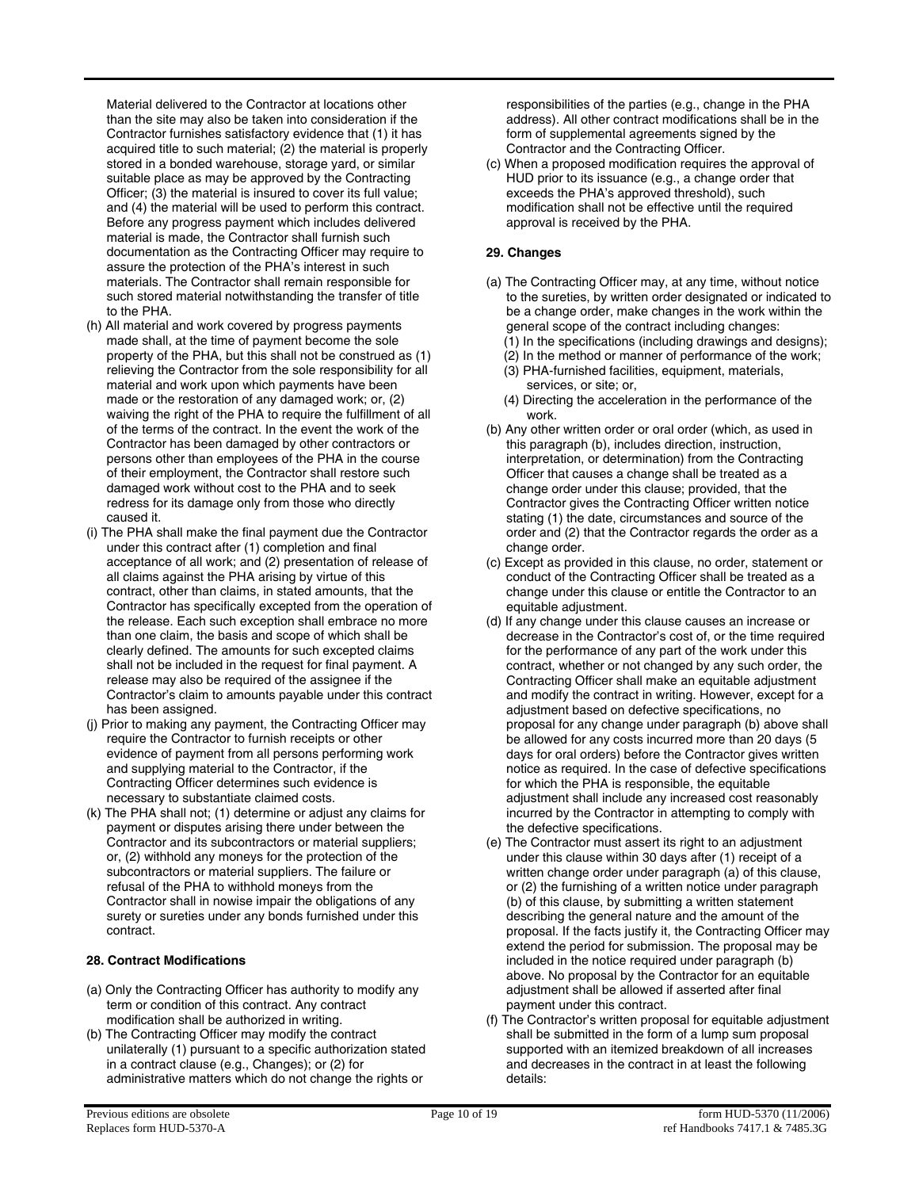Material delivered to the Contractor at locations other than the site may also be taken into consideration if the Contractor furnishes satisfactory evidence that (1) it has acquired title to such material; (2) the material is properly stored in a bonded warehouse, storage yard, or similar suitable place as may be approved by the Contracting Officer; (3) the material is insured to cover its full value; and (4) the material will be used to perform this contract. Before any progress payment which includes delivered material is made, the Contractor shall furnish such documentation as the Contracting Officer may require to assure the protection of the PHA's interest in such materials. The Contractor shall remain responsible for such stored material notwithstanding the transfer of title to the PHA.

(h) All material and work covered by progress payments made shall, at the time of payment become the sole property of the PHA, but this shall not be construed as (1) relieving the Contractor from the sole responsibility for all material and work upon which payments have been made or the restoration of any damaged work; or, (2) waiving the right of the PHA to require the fulfillment of all of the terms of the contract. In the event the work of the Contractor has been damaged by other contractors or persons other than employees of the PHA in the course of their employment, the Contractor shall restore such damaged work without cost to the PHA and to seek redress for its damage only from those who directly caused it.

(i) The PHA shall make the final payment due the Contractor under this contract after (1) completion and final acceptance of all work; and (2) presentation of release of all claims against the PHA arising by virtue of this contract, other than claims, in stated amounts, that the Contractor has specifically excepted from the operation of the release. Each such exception shall embrace no more than one claim, the basis and scope of which shall be clearly defined. The amounts for such excepted claims shall not be included in the request for final payment. A release may also be required of the assignee if the Contractor's claim to amounts payable under this contract has been assigned.

(j) Prior to making any payment, the Contracting Officer may require the Contractor to furnish receipts or other evidence of payment from all persons performing work and supplying material to the Contractor, if the Contracting Officer determines such evidence is necessary to substantiate claimed costs.

(k) The PHA shall not; (1) determine or adjust any claims for payment or disputes arising there under between the Contractor and its subcontractors or material suppliers; or, (2) withhold any moneys for the protection of the subcontractors or material suppliers. The failure or refusal of the PHA to withhold moneys from the Contractor shall in nowise impair the obligations of any surety or sureties under any bonds furnished under this contract.

**28. Contract Modifications**

(a) Only the Contracting Officer has authority to modify any term or condition of this contract. Any contract modification shall be authorized in writing.

(b) The Contracting Officer may modify the contract unilaterally (1) pursuant to a specific authorization stated in a contract clause (e.g., Changes); or (2) for administrative matters which do not change the rights or responsibilities of the parties (e.g., change in the PHA address). All other contract modifications shall be in the form of supplemental agreements signed by the Contractor and the Contracting Officer.

(c) When a proposed modification requires the approval of HUD prior to its issuance (e.g., a change order that exceeds the PHA's approved threshold), such modification shall not be effective until the required approval is received by the PHA.

**29. Changes**

(a) The Contracting Officer may, at any time, without notice to the sureties, by written order designated or indicated to be a change order, make changes in the work within the general scope of the contract including changes:
   (1) In the specifications (including drawings and designs);
   (2) In the method or manner of performance of the work;
   (3) PHA-furnished facilities, equipment, materials, services, or site; or,
   (4) Directing the acceleration in the performance of the work.

(b) Any other written order or oral order (which, as used in this paragraph (b), includes direction, instruction, interpretation, or determination) from the Contracting Officer that causes a change shall be treated as a change order under this clause; provided, that the Contractor gives the Contracting Officer written notice stating (1) the date, circumstances and source of the order and (2) that the Contractor regards the order as a change order.

(c) Except as provided in this clause, no order, statement or conduct of the Contracting Officer shall be treated as a change under this clause or entitle the Contractor to an equitable adjustment.

(d) If any change under this clause causes an increase or decrease in the Contractor's cost of, or the time required for the performance of any part of the work under this contract, whether or not changed by any such order, the Contracting Officer shall make an equitable adjustment and modify the contract in writing. However, except for a adjustment based on defective specifications, no proposal for any change under paragraph (b) above shall be allowed for any costs incurred more than 20 days (5 days for oral orders) before the Contractor gives written notice as required. In the case of defective specifications for which the PHA is responsible, the equitable adjustment shall include any increased cost reasonably incurred by the Contractor in attempting to comply with the defective specifications.

(e) The Contractor must assert its right to an adjustment under this clause within 30 days after (1) receipt of a written change order under paragraph (a) of this clause, or (2) the furnishing of a written notice under paragraph (b) of this clause, by submitting a written statement describing the general nature and the amount of the proposal. If the facts justify it, the Contracting Officer may extend the period for submission. The proposal may be included in the notice required under paragraph (b) above. No proposal by the Contractor for an equitable adjustment shall be allowed if asserted after final payment under this contract.

(f) The Contractor's written proposal for equitable adjustment shall be submitted in the form of a lump sum proposal supported with an itemized breakdown of all increases and decreases in the contract in at least the following details: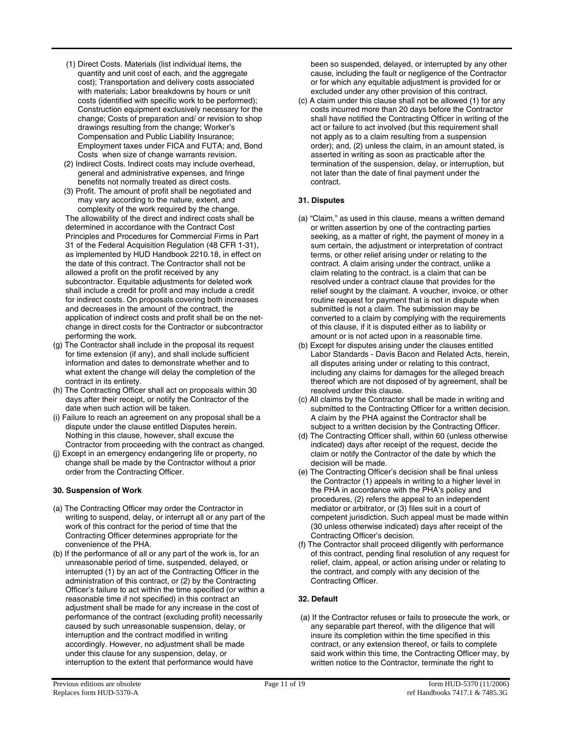(1) Direct Costs. Materials (list individual items, the quantity and unit cost of each, and the aggregate cost); Transportation and delivery costs associated with materials; Labor breakdowns by hours or unit costs (identified with specific work to be performed); Construction equipment exclusively necessary for the change; Costs of preparation and/ or revision to shop drawings resulting from the change; Worker's Compensation and Public Liability Insurance; Employment taxes under FICA and FUTA; and, Bond Costs when size of change warrants revision.

(2) Indirect Costs. Indirect costs may include overhead, general and administrative expenses, and fringe benefits not normally treated as direct costs.

(3) Profit. The amount of profit shall be negotiated and may vary according to the nature, extent, and complexity of the work required by the change.

The allowability of the direct and indirect costs shall be determined in accordance with the Contract Cost Principles and Procedures for Commercial Firms in Part 31 of the Federal Acquisition Regulation (48 CFR 1-31), as implemented by HUD Handbook 2210.18, in effect on the date of this contract. The Contractor shall not be allowed a profit on the profit received by any subcontractor. Equitable adjustments for deleted work shall include a credit for profit and may include a credit for indirect costs. On proposals covering both increases and decreases in the amount of the contract, the application of indirect costs and profit shall be on the net-change in direct costs for the Contractor or subcontractor performing the work.

(g) The Contractor shall include in the proposal its request for time extension (if any), and shall include sufficient information and dates to demonstrate whether and to what extent the change will delay the completion of the contract in its entirety.

(h) The Contracting Officer shall act on proposals within 30 days after their receipt, or notify the Contractor of the date when such action will be taken.

(i) Failure to reach an agreement on any proposal shall be a dispute under the clause entitled Disputes herein. Nothing in this clause, however, shall excuse the Contractor from proceeding with the contract as changed.

(j) Except in an emergency endangering life or property, no change shall be made by the Contractor without a prior order from the Contracting Officer.

**30. Suspension of Work**

(a) The Contracting Officer may order the Contractor in writing to suspend, delay, or interrupt all or any part of the work of this contract for the period of time that the Contracting Officer determines appropriate for the convenience of the PHA.

(b) If the performance of all or any part of the work is, for an unreasonable period of time, suspended, delayed, or interrupted (1) by an act of the Contracting Officer in the administration of this contract, or (2) by the Contracting Officer's failure to act within the time specified (or within a reasonable time if not specified) in this contract an adjustment shall be made for any increase in the cost of performance of the contract (excluding profit) necessarily caused by such unreasonable suspension, delay, or interruption and the contract modified in writing accordingly. However, no adjustment shall be made under this clause for any suspension, delay, or interruption to the extent that performance would have been so suspended, delayed, or interrupted by any other cause, including the fault or negligence of the Contractor or for which any equitable adjustment is provided for or excluded under any other provision of this contract.

(c) A claim under this clause shall not be allowed (1) for any costs incurred more than 20 days before the Contractor shall have notified the Contracting Officer in writing of the act or failure to act involved (but this requirement shall not apply as to a claim resulting from a suspension order); and, (2) unless the claim, in an amount stated, is asserted in writing as soon as practicable after the termination of the suspension, delay, or interruption, but not later than the date of final payment under the contract.

**31. Disputes**

(a) "Claim," as used in this clause, means a written demand or written assertion by one of the contracting parties seeking, as a matter of right, the payment of money in a sum certain, the adjustment or interpretation of contract terms, or other relief arising under or relating to the contract. A claim arising under the contract, unlike a claim relating to the contract, is a claim that can be resolved under a contract clause that provides for the relief sought by the claimant. A voucher, invoice, or other routine request for payment that is not in dispute when submitted is not a claim. The submission may be converted to a claim by complying with the requirements of this clause, if it is disputed either as to liability or amount or is not acted upon in a reasonable time.

(b) Except for disputes arising under the clauses entitled Labor Standards - Davis Bacon and Related Acts, herein, all disputes arising under or relating to this contract, including any claims for damages for the alleged breach thereof which are not disposed of by agreement, shall be resolved under this clause.

(c) All claims by the Contractor shall be made in writing and submitted to the Contracting Officer for a written decision. A claim by the PHA against the Contractor shall be subject to a written decision by the Contracting Officer.

(d) The Contracting Officer shall, within 60 (unless otherwise indicated) days after receipt of the request, decide the claim or notify the Contractor of the date by which the decision will be made.

(e) The Contracting Officer's decision shall be final unless the Contractor (1) appeals in writing to a higher level in the PHA in accordance with the PHA's policy and procedures, (2) refers the appeal to an independent mediator or arbitrator, or (3) files suit in a court of competent jurisdiction. Such appeal must be made within (30 unless otherwise indicated) days after receipt of the Contracting Officer's decision.

(f) The Contractor shall proceed diligently with performance of this contract, pending final resolution of any request for relief, claim, appeal, or action arising under or relating to the contract, and comply with any decision of the Contracting Officer.

**32. Default**

(a) If the Contractor refuses or fails to prosecute the work, or any separable part thereof, with the diligence that will insure its completion within the time specified in this contract, or any extension thereof, or fails to complete said work within this time, the Contracting Officer may, by written notice to the Contractor, terminate the right to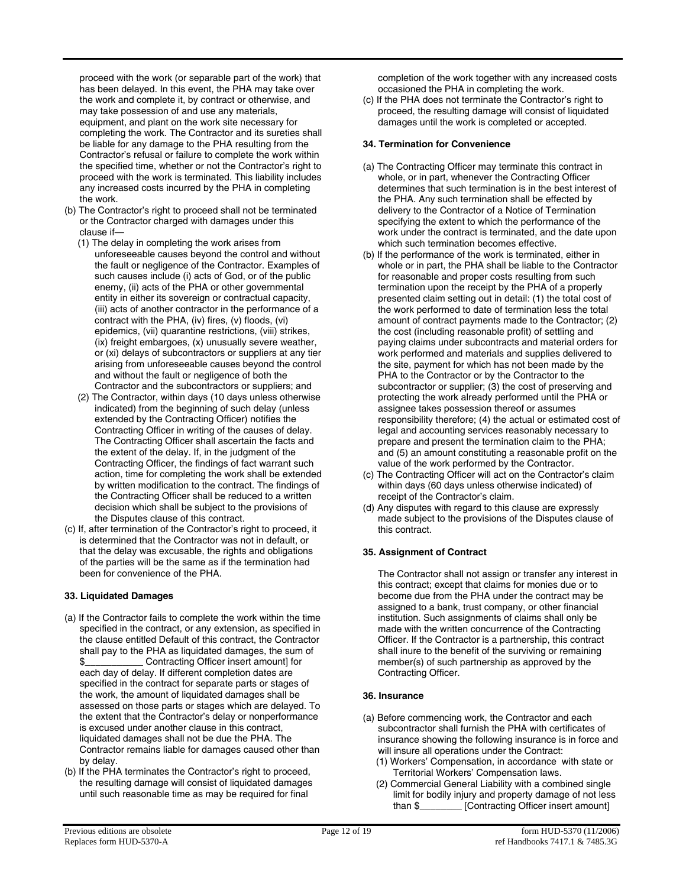proceed with the work (or separable part of the work) that has been delayed. In this event, the PHA may take over the work and complete it, by contract or otherwise, and may take possession of and use any materials, equipment, and plant on the work site necessary for completing the work. The Contractor and its sureties shall be liable for any damage to the PHA resulting from the Contractor's refusal or failure to complete the work within the specified time, whether or not the Contractor's right to proceed with the work is terminated. This liability includes any increased costs incurred by the PHA in completing the work.

(b) The Contractor's right to proceed shall not be terminated or the Contractor charged with damages under this clause if—

(1) The delay in completing the work arises from unforeseeable causes beyond the control and without the fault or negligence of the Contractor. Examples of such causes include (i) acts of God, or of the public enemy, (ii) acts of the PHA or other governmental entity in either its sovereign or contractual capacity, (iii) acts of another contractor in the performance of a contract with the PHA, (iv) fires, (v) floods, (vi) epidemics, (vii) quarantine restrictions, (viii) strikes, (ix) freight embargoes, (x) unusually severe weather, or (xi) delays of subcontractors or suppliers at any tier arising from unforeseeable causes beyond the control and without the fault or negligence of both the Contractor and the subcontractors or suppliers; and

(2) The Contractor, within days (10 days unless otherwise indicated) from the beginning of such delay (unless extended by the Contracting Officer) notifies the Contracting Officer in writing of the causes of delay. The Contracting Officer shall ascertain the facts and the extent of the delay. If, in the judgment of the Contracting Officer, the findings of fact warrant such action, time for completing the work shall be extended by written modification to the contract. The findings of the Contracting Officer shall be reduced to a written decision which shall be subject to the provisions of the Disputes clause of this contract.

(c) If, after termination of the Contractor's right to proceed, it is determined that the Contractor was not in default, or that the delay was excusable, the rights and obligations of the parties will be the same as if the termination had been for convenience of the PHA.

**33. Liquidated Damages**

(a) If the Contractor fails to complete the work within the time specified in the contract, or any extension, as specified in the clause entitled Default of this contract, the Contractor shall pay to the PHA as liquidated damages, the sum of $___________ Contracting Officer insert amount] for each day of delay. If different completion dates are specified in the contract for separate parts or stages of the work, the amount of liquidated damages shall be assessed on those parts or stages which are delayed. To the extent that the Contractor's delay or nonperformance is excused under another clause in this contract, liquidated damages shall not be due the PHA. The Contractor remains liable for damages caused other than by delay.

(b) If the PHA terminates the Contractor's right to proceed, the resulting damage will consist of liquidated damages until such reasonable time as may be required for final completion of the work together with any increased costs occasioned the PHA in completing the work.

(c) If the PHA does not terminate the Contractor's right to proceed, the resulting damage will consist of liquidated damages until the work is completed or accepted.

**34. Termination for Convenience**

(a) The Contracting Officer may terminate this contract in whole, or in part, whenever the Contracting Officer determines that such termination is in the best interest of the PHA. Any such termination shall be effected by delivery to the Contractor of a Notice of Termination specifying the extent to which the performance of the work under the contract is terminated, and the date upon which such termination becomes effective.

(b) If the performance of the work is terminated, either in whole or in part, the PHA shall be liable to the Contractor for reasonable and proper costs resulting from such termination upon the receipt by the PHA of a properly presented claim setting out in detail: (1) the total cost of the work performed to date of termination less the total amount of contract payments made to the Contractor; (2) the cost (including reasonable profit) of settling and paying claims under subcontracts and material orders for work performed and materials and supplies delivered to the site, payment for which has not been made by the PHA to the Contractor or by the Contractor to the subcontractor or supplier; (3) the cost of preserving and protecting the work already performed until the PHA or assignee takes possession thereof or assumes responsibility therefore; (4) the actual or estimated cost of legal and accounting services reasonably necessary to prepare and present the termination claim to the PHA; and (5) an amount constituting a reasonable profit on the value of the work performed by the Contractor.

(c) The Contracting Officer will act on the Contractor's claim within days (60 days unless otherwise indicated) of receipt of the Contractor's claim.

(d) Any disputes with regard to this clause are expressly made subject to the provisions of the Disputes clause of this contract.

**35. Assignment of Contract**

The Contractor shall not assign or transfer any interest in this contract; except that claims for monies due or to become due from the PHA under the contract may be assigned to a bank, trust company, or other financial institution. Such assignments of claims shall only be made with the written concurrence of the Contracting Officer. If the Contractor is a partnership, this contract shall inure to the benefit of the surviving or remaining member(s) of such partnership as approved by the Contracting Officer.

**36. Insurance**

(a) Before commencing work, the Contractor and each subcontractor shall furnish the PHA with certificates of insurance showing the following insurance is in force and will insure all operations under the Contract:

(1) Workers' Compensation, in accordance with state or Territorial Workers' Compensation laws.

(2) Commercial General Liability with a combined single limit for bodily injury and property damage of not less than $________ [Contracting Officer insert amount]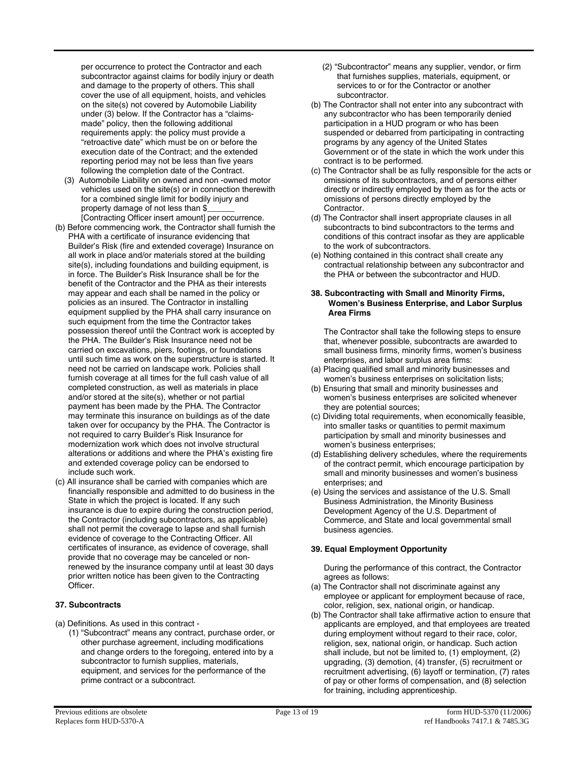per occurrence to protect the Contractor and each subcontractor against claims for bodily injury or death and damage to the property of others. This shall cover the use of all equipment, hoists, and vehicles on the site(s) not covered by Automobile Liability under (3) below. If the Contractor has a "claims-made" policy, then the following additional requirements apply: the policy must provide a "retroactive date" which must be on or before the execution date of the Contract; and the extended reporting period may not be less than five years following the completion date of the Contract.

(3) Automobile Liability on owned and non -owned motor vehicles used on the site(s) or in connection therewith for a combined single limit for bodily injury and property damage of not less than $______ [Contracting Officer insert amount] per occurrence.

(b) Before commencing work, the Contractor shall furnish the PHA with a certificate of insurance evidencing that Builder's Risk (fire and extended coverage) Insurance on all work in place and/or materials stored at the building site(s), including foundations and building equipment, is in force. The Builder's Risk Insurance shall be for the benefit of the Contractor and the PHA as their interests may appear and each shall be named in the policy or policies as an insured. The Contractor in installing equipment supplied by the PHA shall carry insurance on such equipment from the time the Contractor takes possession thereof until the Contract work is accepted by the PHA. The Builder's Risk Insurance need not be carried on excavations, piers, footings, or foundations until such time as work on the superstructure is started. It need not be carried on landscape work. Policies shall furnish coverage at all times for the full cash value of all completed construction, as well as materials in place and/or stored at the site(s), whether or not partial payment has been made by the PHA. The Contractor may terminate this insurance on buildings as of the date taken over for occupancy by the PHA. The Contractor is not required to carry Builder's Risk Insurance for modernization work which does not involve structural alterations or additions and where the PHA's existing fire and extended coverage policy can be endorsed to include such work.

(c) All insurance shall be carried with companies which are financially responsible and admitted to do business in the State in which the project is located. If any such insurance is due to expire during the construction period, the Contractor (including subcontractors, as applicable) shall not permit the coverage to lapse and shall furnish evidence of coverage to the Contracting Officer. All certificates of insurance, as evidence of coverage, shall provide that no coverage may be canceled or non-renewed by the insurance company until at least 30 days prior written notice has been given to the Contracting Officer.

**37. Subcontracts**

(a) Definitions. As used in this contract -

(1) "Subcontract" means any contract, purchase order, or other purchase agreement, including modifications and change orders to the foregoing, entered into by a subcontractor to furnish supplies, materials, equipment, and services for the performance of the prime contract or a subcontract.

(2) "Subcontractor" means any supplier, vendor, or firm that furnishes supplies, materials, equipment, or services to or for the Contractor or another subcontractor.

(b) The Contractor shall not enter into any subcontract with any subcontractor who has been temporarily denied participation in a HUD program or who has been suspended or debarred from participating in contracting programs by any agency of the United States Government or of the state in which the work under this contract is to be performed.

(c) The Contractor shall be as fully responsible for the acts or omissions of its subcontractors, and of persons either directly or indirectly employed by them as for the acts or omissions of persons directly employed by the Contractor.

(d) The Contractor shall insert appropriate clauses in all subcontracts to bind subcontractors to the terms and conditions of this contract insofar as they are applicable to the work of subcontractors.

(e) Nothing contained in this contract shall create any contractual relationship between any subcontractor and the PHA or between the subcontractor and HUD.

**38. Subcontracting with Small and Minority Firms, Women's Business Enterprise, and Labor Surplus Area Firms**

The Contractor shall take the following steps to ensure that, whenever possible, subcontracts are awarded to small business firms, minority firms, women's business enterprises, and labor surplus area firms:

(a) Placing qualified small and minority businesses and women's business enterprises on solicitation lists;

(b) Ensuring that small and minority businesses and women's business enterprises are solicited whenever they are potential sources;

(c) Dividing total requirements, when economically feasible, into smaller tasks or quantities to permit maximum participation by small and minority businesses and women's business enterprises;

(d) Establishing delivery schedules, where the requirements of the contract permit, which encourage participation by small and minority businesses and women's business enterprises; and

(e) Using the services and assistance of the U.S. Small Business Administration, the Minority Business Development Agency of the U.S. Department of Commerce, and State and local governmental small business agencies.

**39. Equal Employment Opportunity**

During the performance of this contract, the Contractor agrees as follows:

(a) The Contractor shall not discriminate against any employee or applicant for employment because of race, color, religion, sex, national origin, or handicap.

(b) The Contractor shall take affirmative action to ensure that applicants are employed, and that employees are treated during employment without regard to their race, color, religion, sex, national origin, or handicap. Such action shall include, but not be limited to, (1) employment, (2) upgrading, (3) demotion, (4) transfer, (5) recruitment or recruitment advertising, (6) layoff or termination, (7) rates of pay or other forms of compensation, and (8) selection for training, including apprenticeship.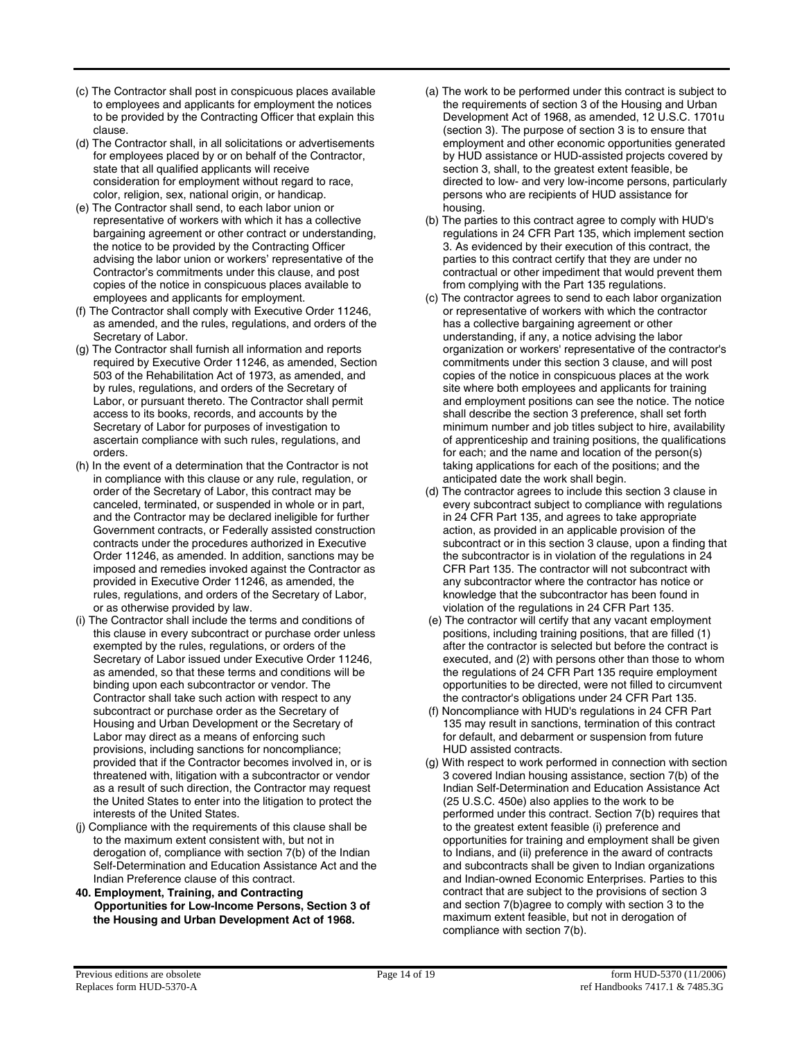(c) The Contractor shall post in conspicuous places available to employees and applicants for employment the notices to be provided by the Contracting Officer that explain this clause.

(d) The Contractor shall, in all solicitations or advertisements for employees placed by or on behalf of the Contractor, state that all qualified applicants will receive consideration for employment without regard to race, color, religion, sex, national origin, or handicap.

(e) The Contractor shall send, to each labor union or representative of workers with which it has a collective bargaining agreement or other contract or understanding, the notice to be provided by the Contracting Officer advising the labor union or workers' representative of the Contractor's commitments under this clause, and post copies of the notice in conspicuous places available to employees and applicants for employment.

(f) The Contractor shall comply with Executive Order 11246, as amended, and the rules, regulations, and orders of the Secretary of Labor.

(g) The Contractor shall furnish all information and reports required by Executive Order 11246, as amended, Section 503 of the Rehabilitation Act of 1973, as amended, and by rules, regulations, and orders of the Secretary of Labor, or pursuant thereto. The Contractor shall permit access to its books, records, and accounts by the Secretary of Labor for purposes of investigation to ascertain compliance with such rules, regulations, and orders.

(h) In the event of a determination that the Contractor is not in compliance with this clause or any rule, regulation, or order of the Secretary of Labor, this contract may be canceled, terminated, or suspended in whole or in part, and the Contractor may be declared ineligible for further Government contracts, or Federally assisted construction contracts under the procedures authorized in Executive Order 11246, as amended. In addition, sanctions may be imposed and remedies invoked against the Contractor as provided in Executive Order 11246, as amended, the rules, regulations, and orders of the Secretary of Labor, or as otherwise provided by law.

(i) The Contractor shall include the terms and conditions of this clause in every subcontract or purchase order unless exempted by the rules, regulations, or orders of the Secretary of Labor issued under Executive Order 11246, as amended, so that these terms and conditions will be binding upon each subcontractor or vendor. The Contractor shall take such action with respect to any subcontract or purchase order as the Secretary of Housing and Urban Development or the Secretary of Labor may direct as a means of enforcing such provisions, including sanctions for noncompliance; provided that if the Contractor becomes involved in, or is threatened with, litigation with a subcontractor or vendor as a result of such direction, the Contractor may request the United States to enter into the litigation to protect the interests of the United States.

(j) Compliance with the requirements of this clause shall be to the maximum extent consistent with, but not in derogation of, compliance with section 7(b) of the Indian Self-Determination and Education Assistance Act and the Indian Preference clause of this contract.

**40. Employment, Training, and Contracting Opportunities for Low-Income Persons, Section 3 of the Housing and Urban Development Act of 1968.**

(a) The work to be performed under this contract is subject to the requirements of section 3 of the Housing and Urban Development Act of 1968, as amended, 12 U.S.C. 1701u (section 3). The purpose of section 3 is to ensure that employment and other economic opportunities generated by HUD assistance or HUD-assisted projects covered by section 3, shall, to the greatest extent feasible, be directed to low- and very low-income persons, particularly persons who are recipients of HUD assistance for housing.

(b) The parties to this contract agree to comply with HUD's regulations in 24 CFR Part 135, which implement section 3. As evidenced by their execution of this contract, the parties to this contract certify that they are under no contractual or other impediment that would prevent them from complying with the Part 135 regulations.

(c) The contractor agrees to send to each labor organization or representative of workers with which the contractor has a collective bargaining agreement or other understanding, if any, a notice advising the labor organization or workers' representative of the contractor's commitments under this section 3 clause, and will post copies of the notice in conspicuous places at the work site where both employees and applicants for training and employment positions can see the notice. The notice shall describe the section 3 preference, shall set forth minimum number and job titles subject to hire, availability of apprenticeship and training positions, the qualifications for each; and the name and location of the person(s) taking applications for each of the positions; and the anticipated date the work shall begin.

(d) The contractor agrees to include this section 3 clause in every subcontract subject to compliance with regulations in 24 CFR Part 135, and agrees to take appropriate action, as provided in an applicable provision of the subcontract or in this section 3 clause, upon a finding that the subcontractor is in violation of the regulations in 24 CFR Part 135. The contractor will not subcontract with any subcontractor where the contractor has notice or knowledge that the subcontractor has been found in violation of the regulations in 24 CFR Part 135.

(e) The contractor will certify that any vacant employment positions, including training positions, that are filled (1) after the contractor is selected but before the contract is executed, and (2) with persons other than those to whom the regulations of 24 CFR Part 135 require employment opportunities to be directed, were not filled to circumvent the contractor's obligations under 24 CFR Part 135.

(f) Noncompliance with HUD's regulations in 24 CFR Part 135 may result in sanctions, termination of this contract for default, and debarment or suspension from future HUD assisted contracts.

(g) With respect to work performed in connection with section 3 covered Indian housing assistance, section 7(b) of the Indian Self-Determination and Education Assistance Act (25 U.S.C. 450e) also applies to the work to be performed under this contract. Section 7(b) requires that to the greatest extent feasible (i) preference and opportunities for training and employment shall be given to Indians, and (ii) preference in the award of contracts and subcontracts shall be given to Indian organizations and Indian-owned Economic Enterprises. Parties to this contract that are subject to the provisions of section 3 and section 7(b)agree to comply with section 3 to the maximum extent feasible, but not in derogation of compliance with section 7(b).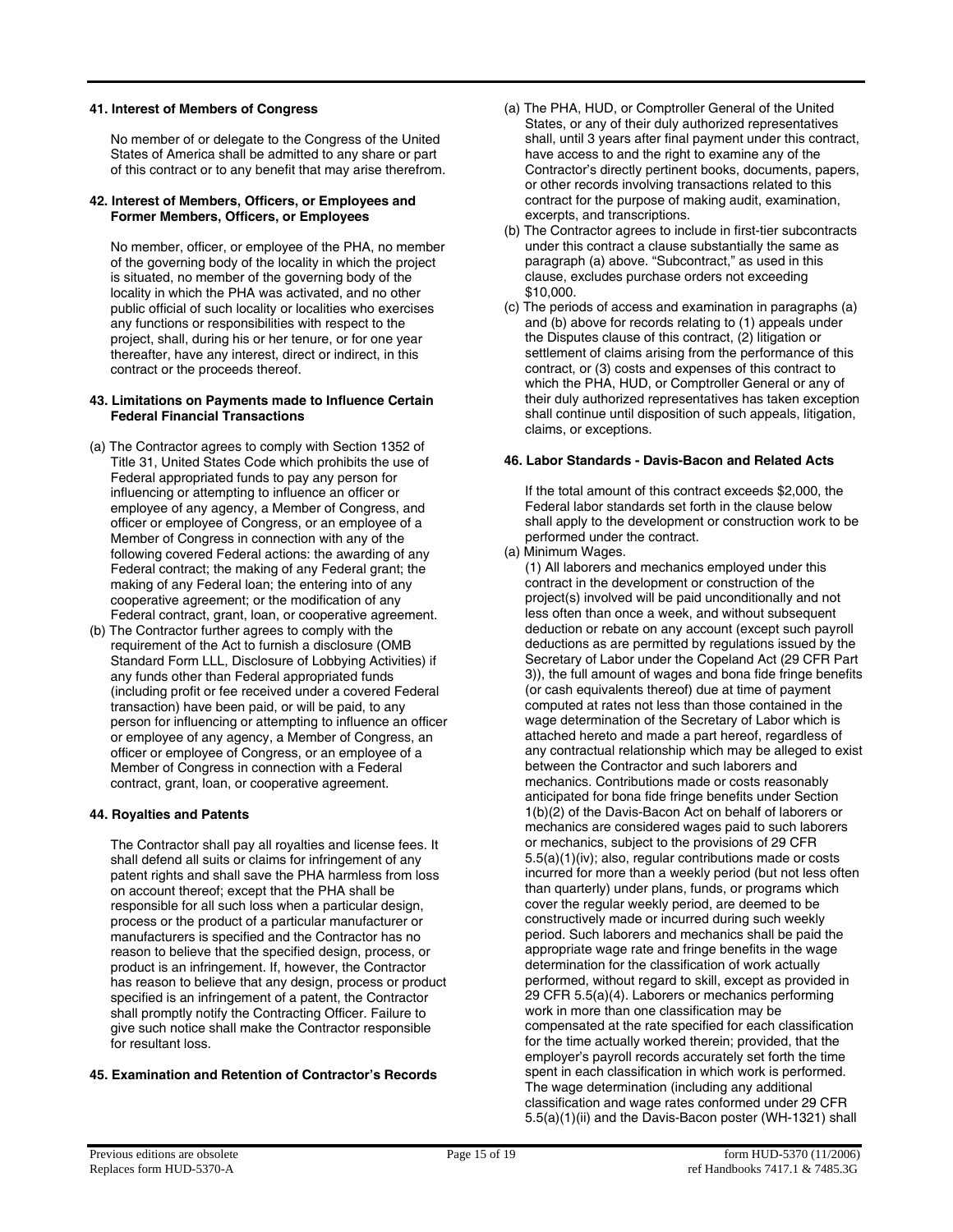**41. Interest of Members of Congress**

No member of or delegate to the Congress of the United States of America shall be admitted to any share or part of this contract or to any benefit that may arise therefrom.

**42. Interest of Members, Officers, or Employees and Former Members, Officers, or Employees**

No member, officer, or employee of the PHA, no member of the governing body of the locality in which the project is situated, no member of the governing body of the locality in which the PHA was activated, and no other public official of such locality or localities who exercises any functions or responsibilities with respect to the project, shall, during his or her tenure, or for one year thereafter, have any interest, direct or indirect, in this contract or the proceeds thereof.

**43. Limitations on Payments made to Influence Certain Federal Financial Transactions**

(a) The Contractor agrees to comply with Section 1352 of Title 31, United States Code which prohibits the use of Federal appropriated funds to pay any person for influencing or attempting to influence an officer or employee of any agency, a Member of Congress, and officer or employee of Congress, or an employee of a Member of Congress in connection with any of the following covered Federal actions: the awarding of any Federal contract; the making of any Federal grant; the making of any Federal loan; the entering into of any cooperative agreement; or the modification of any Federal contract, grant, loan, or cooperative agreement.

(b) The Contractor further agrees to comply with the requirement of the Act to furnish a disclosure (OMB Standard Form LLL, Disclosure of Lobbying Activities) if any funds other than Federal appropriated funds (including profit or fee received under a covered Federal transaction) have been paid, or will be paid, to any person for influencing or attempting to influence an officer or employee of any agency, a Member of Congress, an officer or employee of Congress, or an employee of a Member of Congress in connection with a Federal contract, grant, loan, or cooperative agreement.

**44. Royalties and Patents**

The Contractor shall pay all royalties and license fees. It shall defend all suits or claims for infringement of any patent rights and shall save the PHA harmless from loss on account thereof; except that the PHA shall be responsible for all such loss when a particular design, process or the product of a particular manufacturer or manufacturers is specified and the Contractor has no reason to believe that the specified design, process, or product is an infringement. If, however, the Contractor has reason to believe that any design, process or product specified is an infringement of a patent, the Contractor shall promptly notify the Contracting Officer. Failure to give such notice shall make the Contractor responsible for resultant loss.

**45. Examination and Retention of Contractor's Records**

(a) The PHA, HUD, or Comptroller General of the United States, or any of their duly authorized representatives shall, until 3 years after final payment under this contract, have access to and the right to examine any of the Contractor's directly pertinent books, documents, papers, or other records involving transactions related to this contract for the purpose of making audit, examination, excerpts, and transcriptions.

(b) The Contractor agrees to include in first-tier subcontracts under this contract a clause substantially the same as paragraph (a) above. "Subcontract," as used in this clause, excludes purchase orders not exceeding $10,000.

(c) The periods of access and examination in paragraphs (a) and (b) above for records relating to (1) appeals under the Disputes clause of this contract, (2) litigation or settlement of claims arising from the performance of this contract, or (3) costs and expenses of this contract to which the PHA, HUD, or Comptroller General or any of their duly authorized representatives has taken exception shall continue until disposition of such appeals, litigation, claims, or exceptions.

**46. Labor Standards - Davis-Bacon and Related Acts**

If the total amount of this contract exceeds $2,000, the Federal labor standards set forth in the clause below shall apply to the development or construction work to be performed under the contract.

(a) Minimum Wages.

(1) All laborers and mechanics employed under this contract in the development or construction of the project(s) involved will be paid unconditionally and not less often than once a week, and without subsequent deduction or rebate on any account (except such payroll deductions as are permitted by regulations issued by the Secretary of Labor under the Copeland Act (29 CFR Part 3)), the full amount of wages and bona fide fringe benefits (or cash equivalents thereof) due at time of payment computed at rates not less than those contained in the wage determination of the Secretary of Labor which is attached hereto and made a part hereof, regardless of any contractual relationship which may be alleged to exist between the Contractor and such laborers and mechanics. Contributions made or costs reasonably anticipated for bona fide fringe benefits under Section 1(b)(2) of the Davis-Bacon Act on behalf of laborers or mechanics are considered wages paid to such laborers or mechanics, subject to the provisions of 29 CFR 5.5(a)(1)(iv); also, regular contributions made or costs incurred for more than a weekly period (but not less often than quarterly) under plans, funds, or programs which cover the regular weekly period, are deemed to be constructively made or incurred during such weekly period. Such laborers and mechanics shall be paid the appropriate wage rate and fringe benefits in the wage determination for the classification of work actually performed, without regard to skill, except as provided in 29 CFR 5.5(a)(4). Laborers or mechanics performing work in more than one classification may be compensated at the rate specified for each classification for the time actually worked therein; provided, that the employer's payroll records accurately set forth the time spent in each classification in which work is performed. The wage determination (including any additional classification and wage rates conformed under 29 CFR 5.5(a)(1)(ii) and the Davis-Bacon poster (WH-1321) shall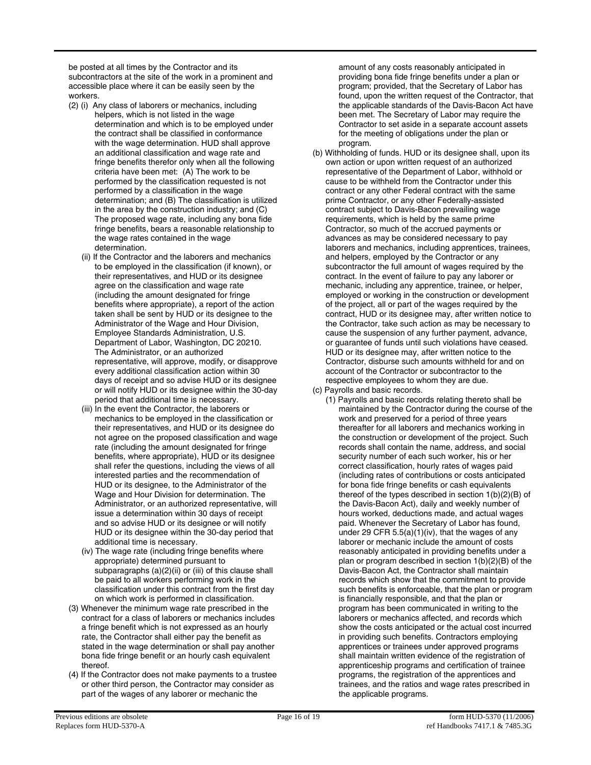be posted at all times by the Contractor and its subcontractors at the site of the work in a prominent and accessible place where it can be easily seen by the workers.

(2) (i) Any class of laborers or mechanics, including helpers, which is not listed in the wage determination and which is to be employed under the contract shall be classified in conformance with the wage determination. HUD shall approve an additional classification and wage rate and fringe benefits therefor only when all the following criteria have been met: (A) The work to be performed by the classification requested is not performed by a classification in the wage determination; and (B) The classification is utilized in the area by the construction industry; and (C) The proposed wage rate, including any bona fide fringe benefits, bears a reasonable relationship to the wage rates contained in the wage determination.

(ii) If the Contractor and the laborers and mechanics to be employed in the classification (if known), or their representatives, and HUD or its designee agree on the classification and wage rate (including the amount designated for fringe benefits where appropriate), a report of the action taken shall be sent by HUD or its designee to the Administrator of the Wage and Hour Division, Employee Standards Administration, U.S. Department of Labor, Washington, DC 20210. The Administrator, or an authorized representative, will approve, modify, or disapprove every additional classification action within 30 days of receipt and so advise HUD or its designee or will notify HUD or its designee within the 30-day period that additional time is necessary.

(iii) In the event the Contractor, the laborers or mechanics to be employed in the classification or their representatives, and HUD or its designee do not agree on the proposed classification and wage rate (including the amount designated for fringe benefits, where appropriate), HUD or its designee shall refer the questions, including the views of all interested parties and the recommendation of HUD or its designee, to the Administrator of the Wage and Hour Division for determination. The Administrator, or an authorized representative, will issue a determination within 30 days of receipt and so advise HUD or its designee or will notify HUD or its designee within the 30-day period that additional time is necessary.

(iv) The wage rate (including fringe benefits where appropriate) determined pursuant to subparagraphs (a)(2)(ii) or (iii) of this clause shall be paid to all workers performing work in the classification under this contract from the first day on which work is performed in classification.

(3) Whenever the minimum wage rate prescribed in the contract for a class of laborers or mechanics includes a fringe benefit which is not expressed as an hourly rate, the Contractor shall either pay the benefit as stated in the wage determination or shall pay another bona fide fringe benefit or an hourly cash equivalent thereof.

(4) If the Contractor does not make payments to a trustee or other third person, the Contractor may consider as part of the wages of any laborer or mechanic the amount of any costs reasonably anticipated in providing bona fide fringe benefits under a plan or program; provided, that the Secretary of Labor has found, upon the written request of the Contractor, that the applicable standards of the Davis-Bacon Act have been met. The Secretary of Labor may require the Contractor to set aside in a separate account assets for the meeting of obligations under the plan or program.

(b) Withholding of funds. HUD or its designee shall, upon its own action or upon written request of an authorized representative of the Department of Labor, withhold or cause to be withheld from the Contractor under this contract or any other Federal contract with the same prime Contractor, or any other Federally-assisted contract subject to Davis-Bacon prevailing wage requirements, which is held by the same prime Contractor, so much of the accrued payments or advances as may be considered necessary to pay laborers and mechanics, including apprentices, trainees, and helpers, employed by the Contractor or any subcontractor the full amount of wages required by the contract. In the event of failure to pay any laborer or mechanic, including any apprentice, trainee, or helper, employed or working in the construction or development of the project, all or part of the wages required by the contract, HUD or its designee may, after written notice to the Contractor, take such action as may be necessary to cause the suspension of any further payment, advance, or guarantee of funds until such violations have ceased. HUD or its designee may, after written notice to the Contractor, disburse such amounts withheld for and on account of the Contractor or subcontractor to the respective employees to whom they are due.

(c) Payrolls and basic records.

(1) Payrolls and basic records relating thereto shall be maintained by the Contractor during the course of the work and preserved for a period of three years thereafter for all laborers and mechanics working in the construction or development of the project. Such records shall contain the name, address, and social security number of each such worker, his or her correct classification, hourly rates of wages paid (including rates of contributions or costs anticipated for bona fide fringe benefits or cash equivalents thereof of the types described in section 1(b)(2)(B) of the Davis-Bacon Act), daily and weekly number of hours worked, deductions made, and actual wages paid. Whenever the Secretary of Labor has found, under 29 CFR 5.5(a)(1)(iv), that the wages of any laborer or mechanic include the amount of costs reasonably anticipated in providing benefits under a plan or program described in section 1(b)(2)(B) of the Davis-Bacon Act, the Contractor shall maintain records which show that the commitment to provide such benefits is enforceable, that the plan or program is financially responsible, and that the plan or program has been communicated in writing to the laborers or mechanics affected, and records which show the costs anticipated or the actual cost incurred in providing such benefits. Contractors employing apprentices or trainees under approved programs shall maintain written evidence of the registration of apprenticeship programs and certification of trainee programs, the registration of the apprentices and trainees, and the ratios and wage rates prescribed in the applicable programs.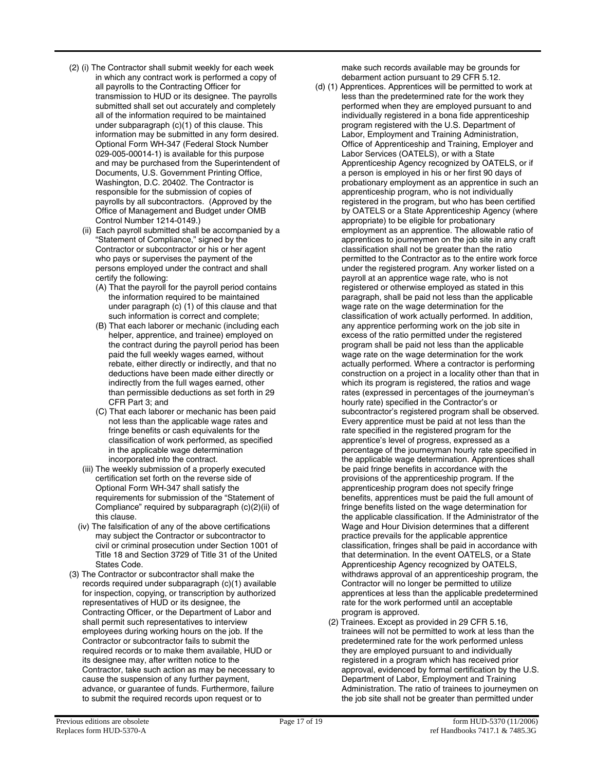(2) (i) The Contractor shall submit weekly for each week in which any contract work is performed a copy of all payrolls to the Contracting Officer for transmission to HUD or its designee. The payrolls submitted shall set out accurately and completely all of the information required to be maintained under subparagraph (c)(1) of this clause. This information may be submitted in any form desired. Optional Form WH-347 (Federal Stock Number 029-005-00014-1) is available for this purpose and may be purchased from the Superintendent of Documents, U.S. Government Printing Office, Washington, D.C. 20402. The Contractor is responsible for the submission of copies of payrolls by all subcontractors. (Approved by the Office of Management and Budget under OMB Control Number 1214-0149.)

(ii) Each payroll submitted shall be accompanied by a "Statement of Compliance," signed by the Contractor or subcontractor or his or her agent who pays or supervises the payment of the persons employed under the contract and shall certify the following:

(A) That the payroll for the payroll period contains the information required to be maintained under paragraph (c) (1) of this clause and that such information is correct and complete;

(B) That each laborer or mechanic (including each helper, apprentice, and trainee) employed on the contract during the payroll period has been paid the full weekly wages earned, without rebate, either directly or indirectly, and that no deductions have been made either directly or indirectly from the full wages earned, other than permissible deductions as set forth in 29 CFR Part 3; and

(C) That each laborer or mechanic has been paid not less than the applicable wage rates and fringe benefits or cash equivalents for the classification of work performed, as specified in the applicable wage determination incorporated into the contract.

(iii) The weekly submission of a properly executed certification set forth on the reverse side of Optional Form WH-347 shall satisfy the requirements for submission of the "Statement of Compliance" required by subparagraph (c)(2)(ii) of this clause.

(iv) The falsification of any of the above certifications may subject the Contractor or subcontractor to civil or criminal prosecution under Section 1001 of Title 18 and Section 3729 of Title 31 of the United States Code.

(3) The Contractor or subcontractor shall make the records required under subparagraph (c)(1) available for inspection, copying, or transcription by authorized representatives of HUD or its designee, the Contracting Officer, or the Department of Labor and shall permit such representatives to interview employees during working hours on the job. If the Contractor or subcontractor fails to submit the required records or to make them available, HUD or its designee may, after written notice to the Contractor, take such action as may be necessary to cause the suspension of any further payment, advance, or guarantee of funds. Furthermore, failure to submit the required records upon request or to make such records available may be grounds for debarment action pursuant to 29 CFR 5.12.

(d) (1) Apprentices. Apprentices will be permitted to work at less than the predetermined rate for the work they performed when they are employed pursuant to and individually registered in a bona fide apprenticeship program registered with the U.S. Department of Labor, Employment and Training Administration, Office of Apprenticeship and Training, Employer and Labor Services (OATELS), or with a State Apprenticeship Agency recognized by OATELS, or if a person is employed in his or her first 90 days of probationary employment as an apprentice in such an apprenticeship program, who is not individually registered in the program, but who has been certified by OATELS or a State Apprenticeship Agency (where appropriate) to be eligible for probationary employment as an apprentice. The allowable ratio of apprentices to journeymen on the job site in any craft classification shall not be greater than the ratio permitted to the Contractor as to the entire work force under the registered program. Any worker listed on a payroll at an apprentice wage rate, who is not registered or otherwise employed as stated in this paragraph, shall be paid not less than the applicable wage rate on the wage determination for the classification of work actually performed. In addition, any apprentice performing work on the job site in excess of the ratio permitted under the registered program shall be paid not less than the applicable wage rate on the wage determination for the work actually performed. Where a contractor is performing construction on a project in a locality other than that in which its program is registered, the ratios and wage rates (expressed in percentages of the journeyman's hourly rate) specified in the Contractor's or subcontractor's registered program shall be observed. Every apprentice must be paid at not less than the rate specified in the registered program for the apprentice's level of progress, expressed as a percentage of the journeyman hourly rate specified in the applicable wage determination. Apprentices shall be paid fringe benefits in accordance with the provisions of the apprenticeship program. If the apprenticeship program does not specify fringe benefits, apprentices must be paid the full amount of fringe benefits listed on the wage determination for the applicable classification. If the Administrator of the Wage and Hour Division determines that a different practice prevails for the applicable apprentice classification, fringes shall be paid in accordance with that determination. In the event OATELS, or a State Apprenticeship Agency recognized by OATELS, withdraws approval of an apprenticeship program, the Contractor will no longer be permitted to utilize apprentices at less than the applicable predetermined rate for the work performed until an acceptable program is approved.

(2) Trainees. Except as provided in 29 CFR 5.16, trainees will not be permitted to work at less than the predetermined rate for the work performed unless they are employed pursuant to and individually registered in a program which has received prior approval, evidenced by formal certification by the U.S. Department of Labor, Employment and Training Administration. The ratio of trainees to journeymen on the job site shall not be greater than permitted under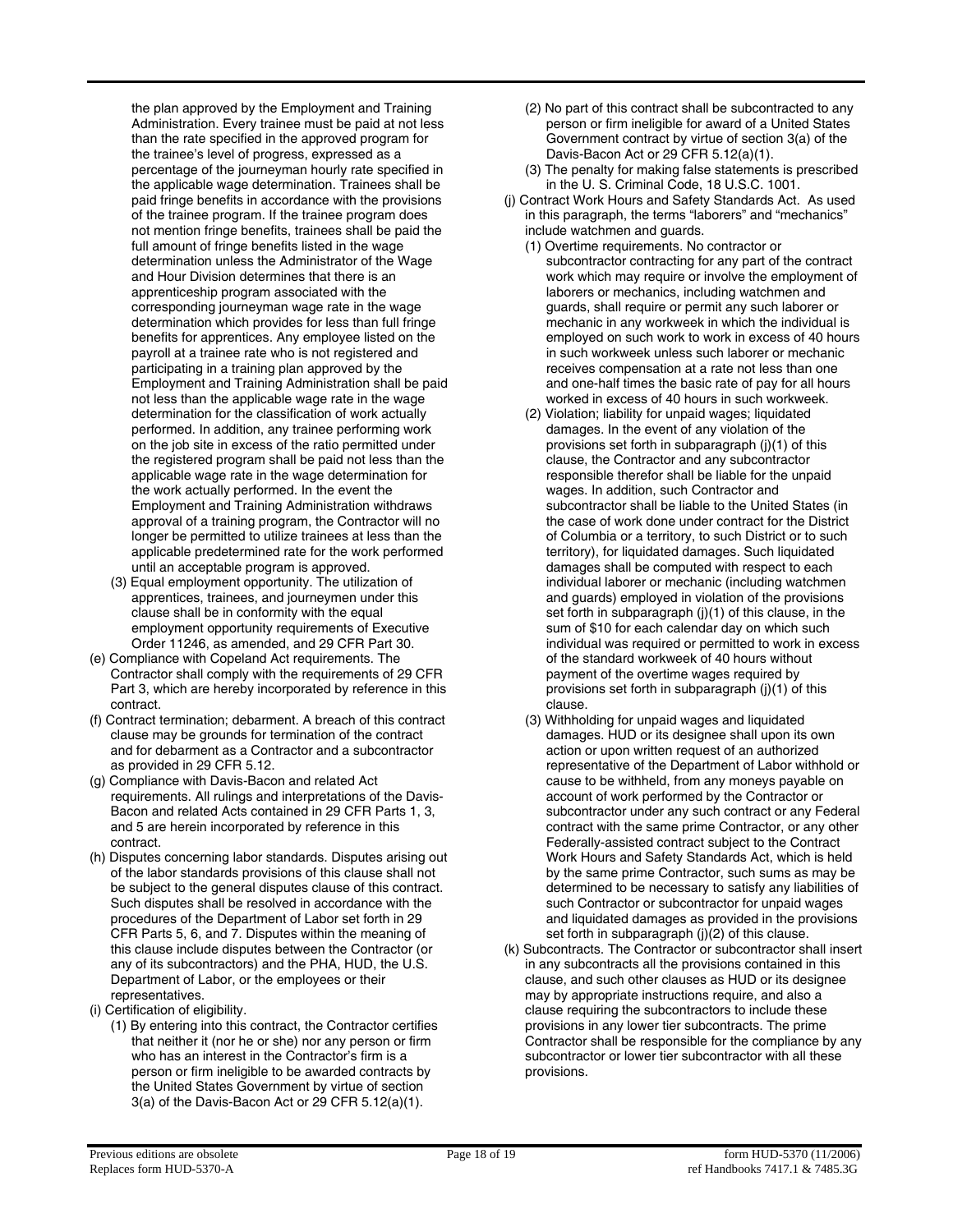the plan approved by the Employment and Training Administration. Every trainee must be paid at not less than the rate specified in the approved program for the trainee's level of progress, expressed as a percentage of the journeyman hourly rate specified in the applicable wage determination. Trainees shall be paid fringe benefits in accordance with the provisions of the trainee program. If the trainee program does not mention fringe benefits, trainees shall be paid the full amount of fringe benefits listed in the wage determination unless the Administrator of the Wage and Hour Division determines that there is an apprenticeship program associated with the corresponding journeyman wage rate in the wage determination which provides for less than full fringe benefits for apprentices. Any employee listed on the payroll at a trainee rate who is not registered and participating in a training plan approved by the Employment and Training Administration shall be paid not less than the applicable wage rate in the wage determination for the classification of work actually performed. In addition, any trainee performing work on the job site in excess of the ratio permitted under the registered program shall be paid not less than the applicable wage rate in the wage determination for the work actually performed. In the event the Employment and Training Administration withdraws approval of a training program, the Contractor will no longer be permitted to utilize trainees at less than the applicable predetermined rate for the work performed until an acceptable program is approved.

(3) Equal employment opportunity. The utilization of apprentices, trainees, and journeymen under this clause shall be in conformity with the equal employment opportunity requirements of Executive Order 11246, as amended, and 29 CFR Part 30.

(e) Compliance with Copeland Act requirements. The Contractor shall comply with the requirements of 29 CFR Part 3, which are hereby incorporated by reference in this contract.

(f) Contract termination; debarment. A breach of this contract clause may be grounds for termination of the contract and for debarment as a Contractor and a subcontractor as provided in 29 CFR 5.12.

(g) Compliance with Davis-Bacon and related Act requirements. All rulings and interpretations of the Davis-Bacon and related Acts contained in 29 CFR Parts 1, 3, and 5 are herein incorporated by reference in this contract.

(h) Disputes concerning labor standards. Disputes arising out of the labor standards provisions of this clause shall not be subject to the general disputes clause of this contract. Such disputes shall be resolved in accordance with the procedures of the Department of Labor set forth in 29 CFR Parts 5, 6, and 7. Disputes within the meaning of this clause include disputes between the Contractor (or any of its subcontractors) and the PHA, HUD, the U.S. Department of Labor, or the employees or their representatives.

(i) Certification of eligibility.

(1) By entering into this contract, the Contractor certifies that neither it (nor he or she) nor any person or firm who has an interest in the Contractor's firm is a person or firm ineligible to be awarded contracts by the United States Government by virtue of section 3(a) of the Davis-Bacon Act or 29 CFR 5.12(a)(1).

(2) No part of this contract shall be subcontracted to any person or firm ineligible for award of a United States Government contract by virtue of section 3(a) of the Davis-Bacon Act or 29 CFR 5.12(a)(1).

(3) The penalty for making false statements is prescribed in the U. S. Criminal Code, 18 U.S.C. 1001.

(j) Contract Work Hours and Safety Standards Act. As used in this paragraph, the terms "laborers" and "mechanics" include watchmen and guards.

(1) Overtime requirements. No contractor or subcontractor contracting for any part of the contract work which may require or involve the employment of laborers or mechanics, including watchmen and guards, shall require or permit any such laborer or mechanic in any workweek in which the individual is employed on such work to work in excess of 40 hours in such workweek unless such laborer or mechanic receives compensation at a rate not less than one and one-half times the basic rate of pay for all hours worked in excess of 40 hours in such workweek.

(2) Violation; liability for unpaid wages; liquidated damages. In the event of any violation of the provisions set forth in subparagraph (j)(1) of this clause, the Contractor and any subcontractor responsible therefor shall be liable for the unpaid wages. In addition, such Contractor and subcontractor shall be liable to the United States (in the case of work done under contract for the District of Columbia or a territory, to such District or to such territory), for liquidated damages. Such liquidated damages shall be computed with respect to each individual laborer or mechanic (including watchmen and guards) employed in violation of the provisions set forth in subparagraph (j)(1) of this clause, in the sum of $10 for each calendar day on which such individual was required or permitted to work in excess of the standard workweek of 40 hours without payment of the overtime wages required by provisions set forth in subparagraph (j)(1) of this clause.

(3) Withholding for unpaid wages and liquidated damages. HUD or its designee shall upon its own action or upon written request of an authorized representative of the Department of Labor withhold or cause to be withheld, from any moneys payable on account of work performed by the Contractor or subcontractor under any such contract or any Federal contract with the same prime Contractor, or any other Federally-assisted contract subject to the Contract Work Hours and Safety Standards Act, which is held by the same prime Contractor, such sums as may be determined to be necessary to satisfy any liabilities of such Contractor or subcontractor for unpaid wages and liquidated damages as provided in the provisions set forth in subparagraph (j)(2) of this clause.

(k) Subcontracts. The Contractor or subcontractor shall insert in any subcontracts all the provisions contained in this clause, and such other clauses as HUD or its designee may by appropriate instructions require, and also a clause requiring the subcontractors to include these provisions in any lower tier subcontracts. The prime Contractor shall be responsible for the compliance by any subcontractor or lower tier subcontractor with all these provisions.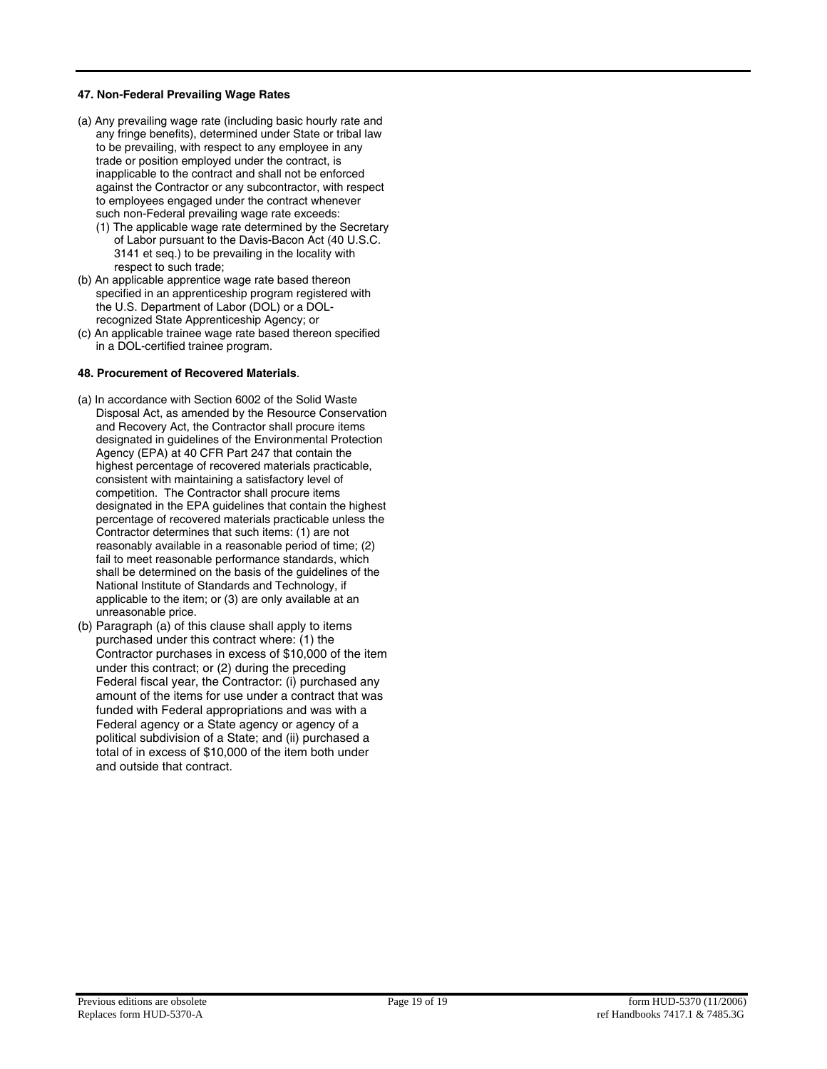**47. Non-Federal Prevailing Wage Rates**

(a) Any prevailing wage rate (including basic hourly rate and any fringe benefits), determined under State or tribal law to be prevailing, with respect to any employee in any trade or position employed under the contract, is inapplicable to the contract and shall not be enforced against the Contractor or any subcontractor, with respect to employees engaged under the contract whenever such non-Federal prevailing wage rate exceeds:
   (1) The applicable wage rate determined by the Secretary of Labor pursuant to the Davis-Bacon Act (40 U.S.C. 3141 et seq.) to be prevailing in the locality with respect to such trade;

(b) An applicable apprentice wage rate based thereon specified in an apprenticeship program registered with the U.S. Department of Labor (DOL) or a DOL-recognized State Apprenticeship Agency; or

(c) An applicable trainee wage rate based thereon specified in a DOL-certified trainee program.

**48. Procurement of Recovered Materials**.

(a) In accordance with Section 6002 of the Solid Waste Disposal Act, as amended by the Resource Conservation and Recovery Act, the Contractor shall procure items designated in guidelines of the Environmental Protection Agency (EPA) at 40 CFR Part 247 that contain the highest percentage of recovered materials practicable, consistent with maintaining a satisfactory level of competition. The Contractor shall procure items designated in the EPA guidelines that contain the highest percentage of recovered materials practicable unless the Contractor determines that such items: (1) are not reasonably available in a reasonable period of time; (2) fail to meet reasonable performance standards, which shall be determined on the basis of the guidelines of the National Institute of Standards and Technology, if applicable to the item; or (3) are only available at an unreasonable price.

(b) Paragraph (a) of this clause shall apply to items purchased under this contract where: (1) the Contractor purchases in excess of $10,000 of the item under this contract; or (2) during the preceding Federal fiscal year, the Contractor: (i) purchased any amount of the items for use under a contract that was funded with Federal appropriations and was with a Federal agency or a State agency or agency of a political subdivision of a State; and (ii) purchased a total of in excess of $10,000 of the item both under and outside that contract.

Previous editions are obsolete
Replaces form HUD-5370-A

form HUD-5370 (11/2006)
ref Handbooks 7417.1 & 7485.3G